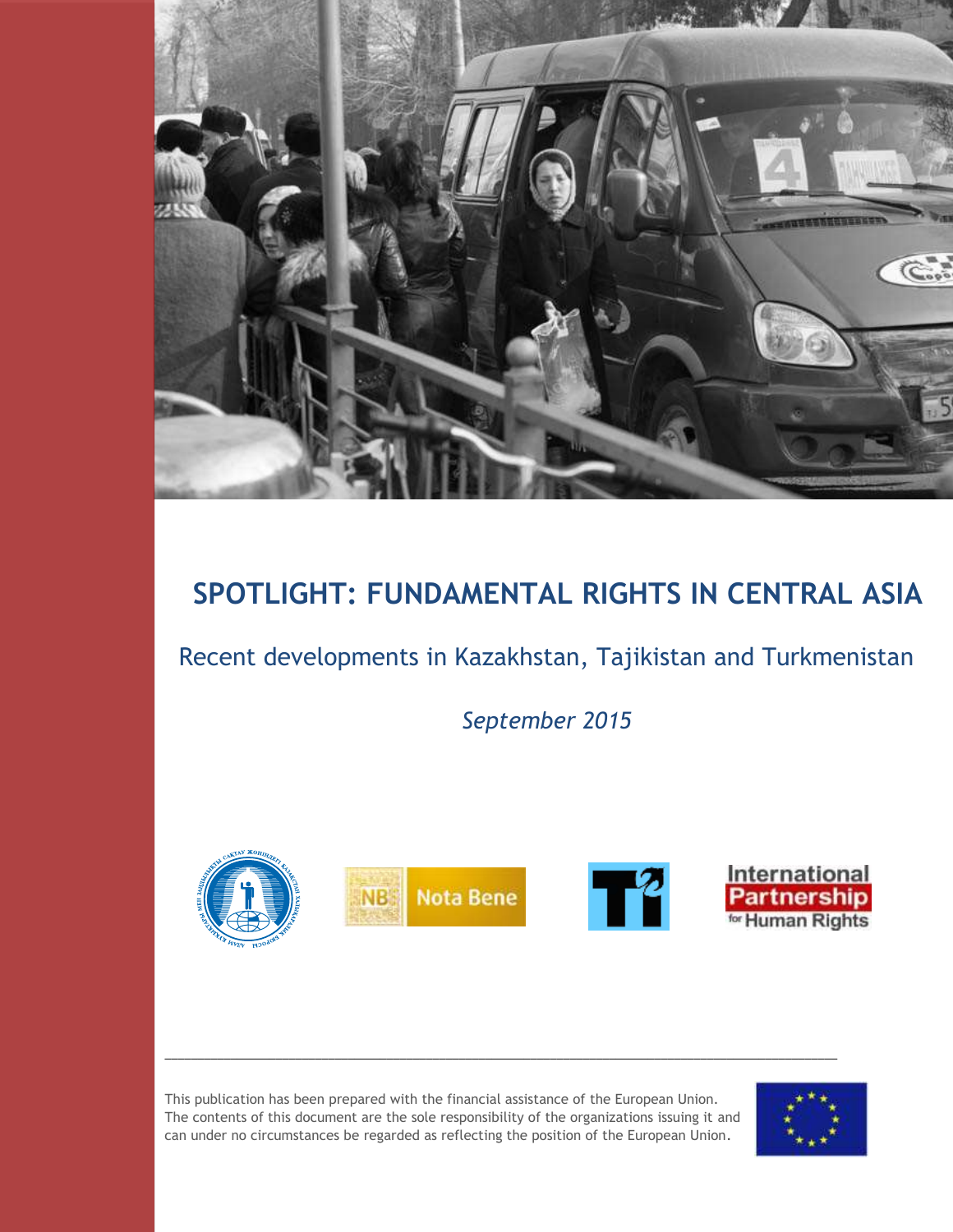# SPOTLIGHT: FUNDAMENTAL RIGHTS IN CENTRAL ASIA

## Recent developments in Kazakhstan, Tajikistan and Turkmenistan

*September 2015*

---

This publication has been prepared with the financial assistance of the European Union. The contents of this document are the sole responsibility of the organizations issuing it and can under no circumstances be regarded as reflecting the position of the European Union.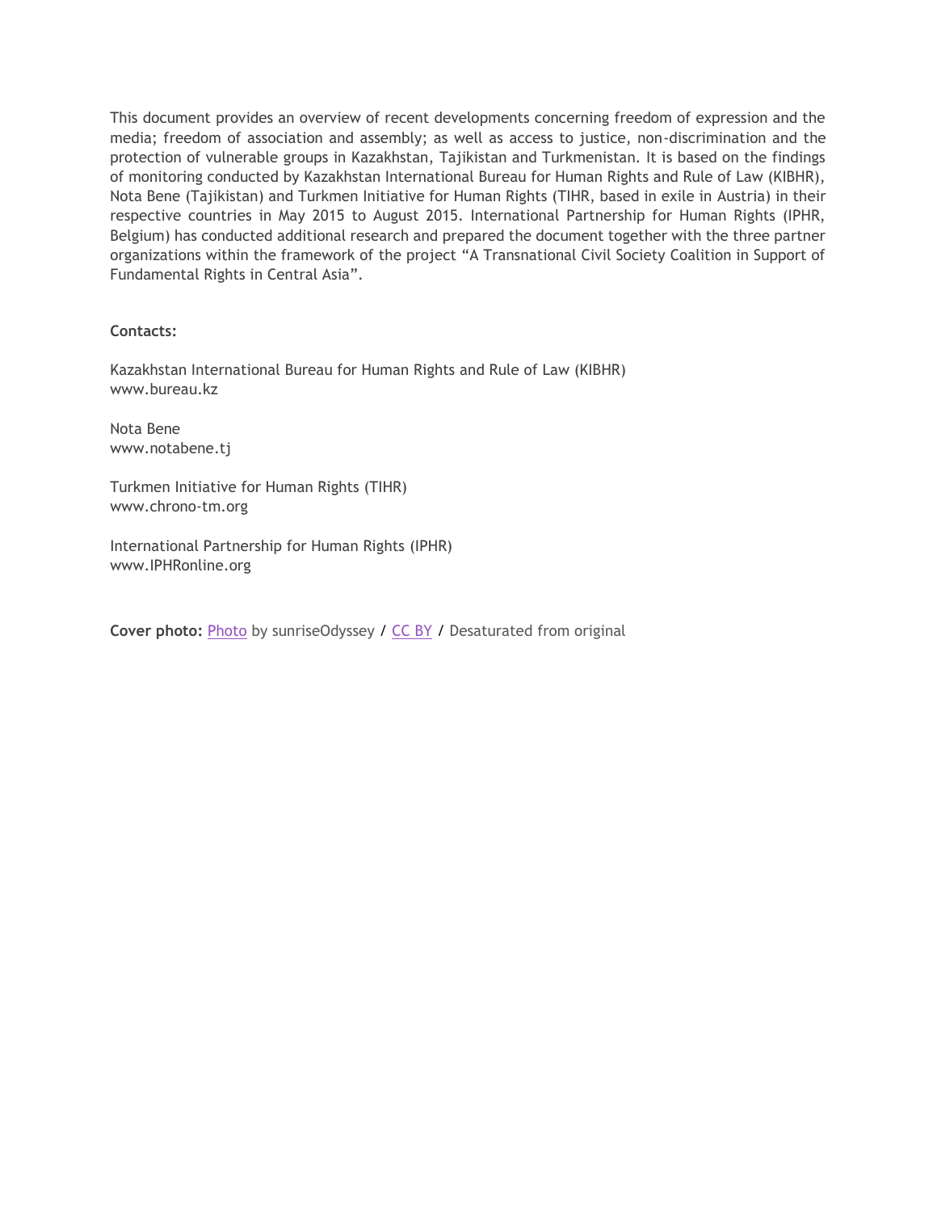This document provides an overview of recent developments concerning freedom of expression and the media; freedom of association and assembly; as well as access to justice, non-discrimination and the protection of vulnerable groups in Kazakhstan, Tajikistan and Turkmenistan. It is based on the findings of monitoring conducted by Kazakhstan International Bureau for Human Rights and Rule of Law (KIBHR), Nota Bene (Tajikistan) and Turkmen Initiative for Human Rights (TIHR, based in exile in Austria) in their respective countries in May 2015 to August 2015. International Partnership for Human Rights (IPHR, Belgium) has conducted additional research and prepared the document together with the three partner organizations within the framework of the project "A Transnational Civil Society Coalition in Support of Fundamental Rights in Central Asia".

**Contacts:**

Kazakhstan International Bureau for Human Rights and Rule of Law (KIBHR)
www.bureau.kz

Nota Bene
www.notabene.tj

Turkmen Initiative for Human Rights (TIHR)
www.chrono-tm.org

International Partnership for Human Rights (IPHR)
www.IPHRonline.org

**Cover photo:** Photo by sunriseOdyssey / CC BY / Desaturated from original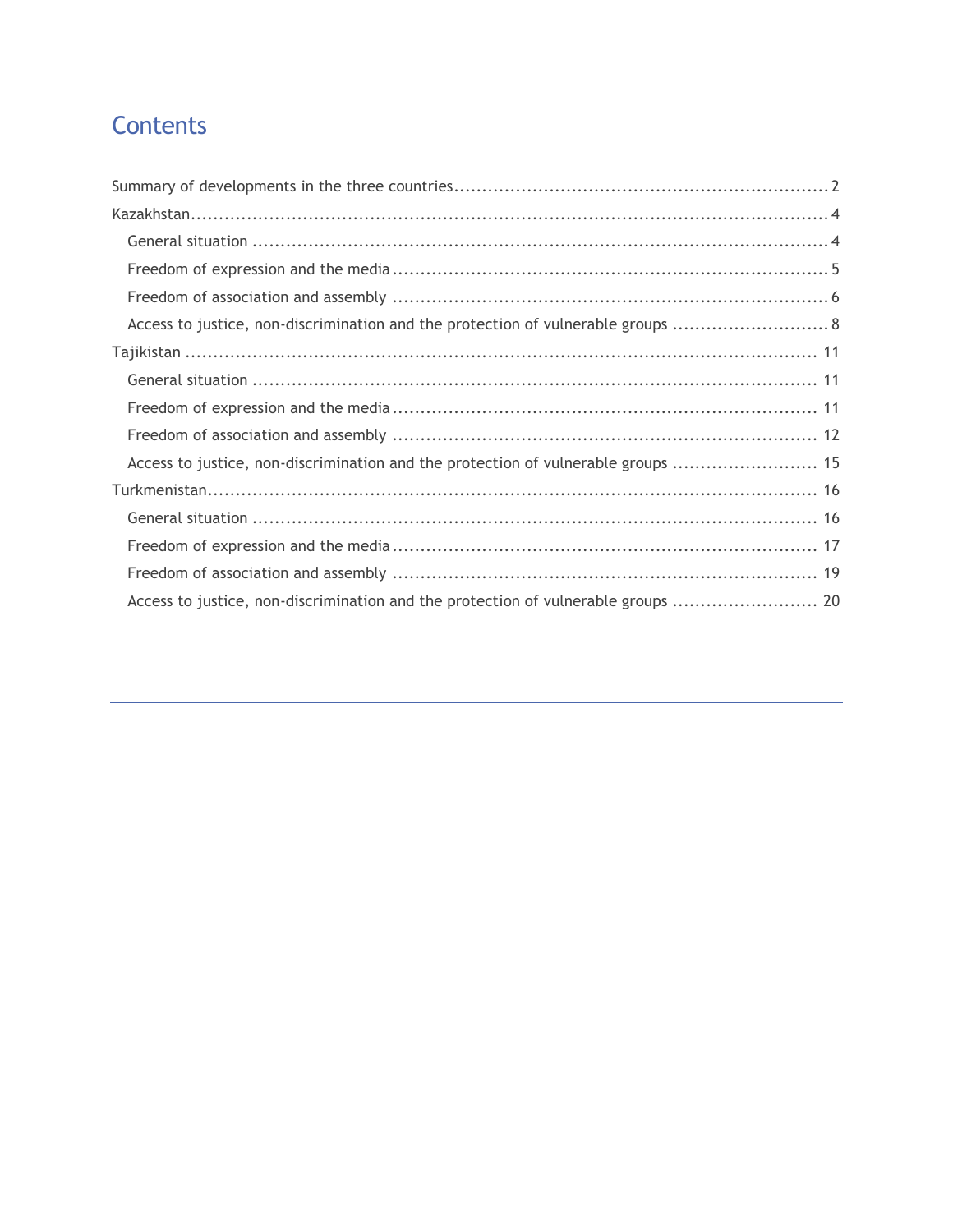# Contents

Summary of developments in the three countries ........ 2

Kazakhstan ........ 4

- General situation ........ 4
- Freedom of expression and the media ........ 5
- Freedom of association and assembly ........ 6
- Access to justice, non-discrimination and the protection of vulnerable groups ........ 8

Tajikistan ........ 11

- General situation ........ 11
- Freedom of expression and the media ........ 11
- Freedom of association and assembly ........ 12
- Access to justice, non-discrimination and the protection of vulnerable groups ........ 15

Turkmenistan ........ 16

- General situation ........ 16
- Freedom of expression and the media ........ 17
- Freedom of association and assembly ........ 19
- Access to justice, non-discrimination and the protection of vulnerable groups ........ 20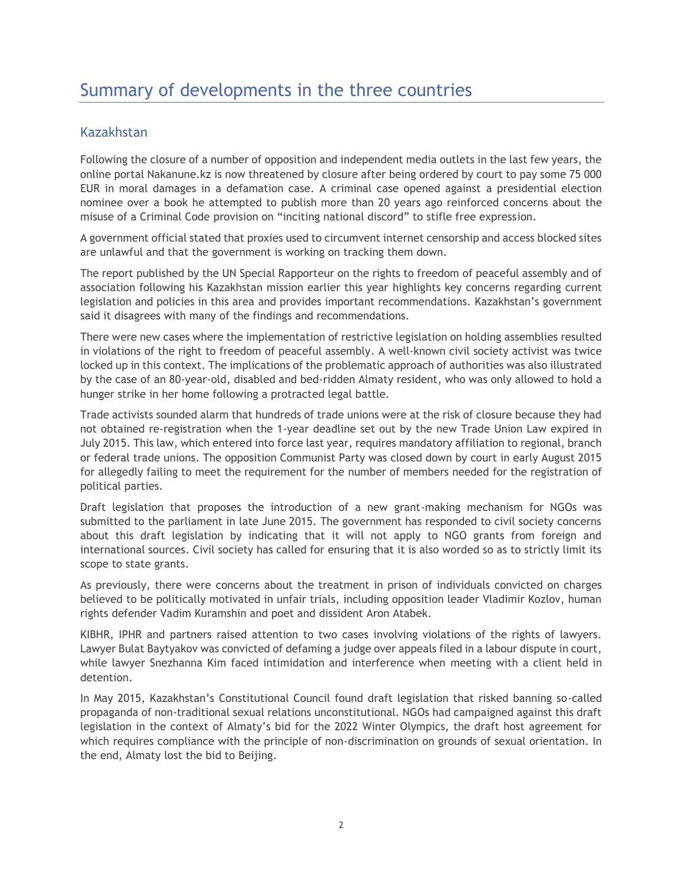# Summary of developments in the three countries

## Kazakhstan

Following the closure of a number of opposition and independent media outlets in the last few years, the online portal Nakanune.kz is now threatened by closure after being ordered by court to pay some 75 000 EUR in moral damages in a defamation case. A criminal case opened against a presidential election nominee over a book he attempted to publish more than 20 years ago reinforced concerns about the misuse of a Criminal Code provision on "inciting national discord" to stifle free expression.

A government official stated that proxies used to circumvent internet censorship and access blocked sites are unlawful and that the government is working on tracking them down.

The report published by the UN Special Rapporteur on the rights to freedom of peaceful assembly and of association following his Kazakhstan mission earlier this year highlights key concerns regarding current legislation and policies in this area and provides important recommendations. Kazakhstan's government said it disagrees with many of the findings and recommendations.

There were new cases where the implementation of restrictive legislation on holding assemblies resulted in violations of the right to freedom of peaceful assembly. A well-known civil society activist was twice locked up in this context. The implications of the problematic approach of authorities was also illustrated by the case of an 80-year-old, disabled and bed-ridden Almaty resident, who was only allowed to hold a hunger strike in her home following a protracted legal battle.

Trade activists sounded alarm that hundreds of trade unions were at the risk of closure because they had not obtained re-registration when the 1-year deadline set out by the new Trade Union Law expired in July 2015. This law, which entered into force last year, requires mandatory affiliation to regional, branch or federal trade unions. The opposition Communist Party was closed down by court in early August 2015 for allegedly failing to meet the requirement for the number of members needed for the registration of political parties.

Draft legislation that proposes the introduction of a new grant-making mechanism for NGOs was submitted to the parliament in late June 2015. The government has responded to civil society concerns about this draft legislation by indicating that it will not apply to NGO grants from foreign and international sources. Civil society has called for ensuring that it is also worded so as to strictly limit its scope to state grants.

As previously, there were concerns about the treatment in prison of individuals convicted on charges believed to be politically motivated in unfair trials, including opposition leader Vladimir Kozlov, human rights defender Vadim Kuramshin and poet and dissident Aron Atabek.

KIBHR, IPHR and partners raised attention to two cases involving violations of the rights of lawyers. Lawyer Bulat Baytyakov was convicted of defaming a judge over appeals filed in a labour dispute in court, while lawyer Snezhanna Kim faced intimidation and interference when meeting with a client held in detention.

In May 2015, Kazakhstan's Constitutional Council found draft legislation that risked banning so-called propaganda of non-traditional sexual relations unconstitutional. NGOs had campaigned against this draft legislation in the context of Almaty's bid for the 2022 Winter Olympics, the draft host agreement for which requires compliance with the principle of non-discrimination on grounds of sexual orientation. In the end, Almaty lost the bid to Beijing.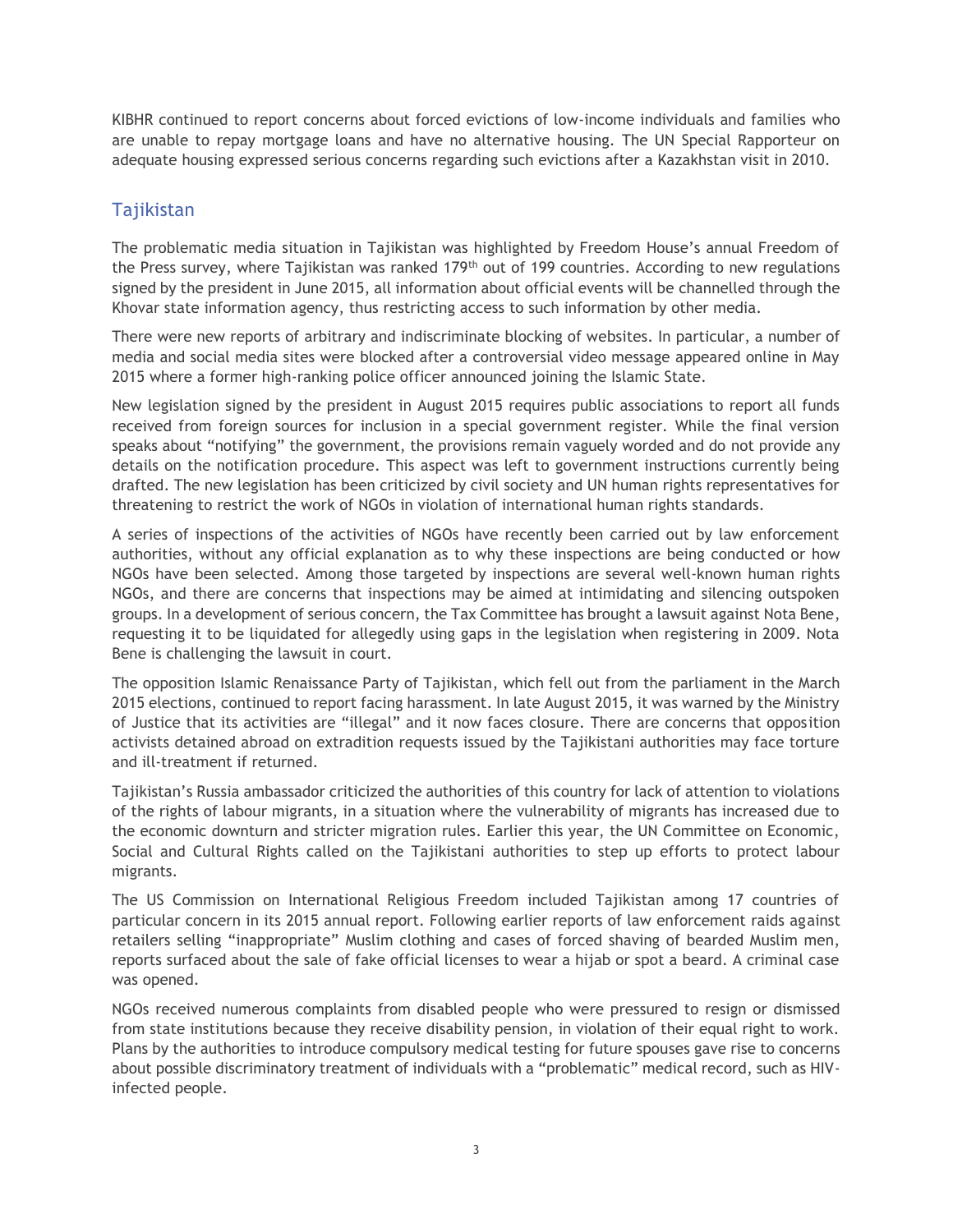KIBHR continued to report concerns about forced evictions of low-income individuals and families who are unable to repay mortgage loans and have no alternative housing. The UN Special Rapporteur on adequate housing expressed serious concerns regarding such evictions after a Kazakhstan visit in 2010.

## Tajikistan

The problematic media situation in Tajikistan was highlighted by Freedom House's annual Freedom of the Press survey, where Tajikistan was ranked 179th out of 199 countries. According to new regulations signed by the president in June 2015, all information about official events will be channelled through the Khovar state information agency, thus restricting access to such information by other media.

There were new reports of arbitrary and indiscriminate blocking of websites. In particular, a number of media and social media sites were blocked after a controversial video message appeared online in May 2015 where a former high-ranking police officer announced joining the Islamic State.

New legislation signed by the president in August 2015 requires public associations to report all funds received from foreign sources for inclusion in a special government register. While the final version speaks about "notifying" the government, the provisions remain vaguely worded and do not provide any details on the notification procedure. This aspect was left to government instructions currently being drafted. The new legislation has been criticized by civil society and UN human rights representatives for threatening to restrict the work of NGOs in violation of international human rights standards.

A series of inspections of the activities of NGOs have recently been carried out by law enforcement authorities, without any official explanation as to why these inspections are being conducted or how NGOs have been selected. Among those targeted by inspections are several well-known human rights NGOs, and there are concerns that inspections may be aimed at intimidating and silencing outspoken groups. In a development of serious concern, the Tax Committee has brought a lawsuit against Nota Bene, requesting it to be liquidated for allegedly using gaps in the legislation when registering in 2009. Nota Bene is challenging the lawsuit in court.

The opposition Islamic Renaissance Party of Tajikistan, which fell out from the parliament in the March 2015 elections, continued to report facing harassment. In late August 2015, it was warned by the Ministry of Justice that its activities are "illegal" and it now faces closure. There are concerns that opposition activists detained abroad on extradition requests issued by the Tajikistani authorities may face torture and ill-treatment if returned.

Tajikistan's Russia ambassador criticized the authorities of this country for lack of attention to violations of the rights of labour migrants, in a situation where the vulnerability of migrants has increased due to the economic downturn and stricter migration rules. Earlier this year, the UN Committee on Economic, Social and Cultural Rights called on the Tajikistani authorities to step up efforts to protect labour migrants.

The US Commission on International Religious Freedom included Tajikistan among 17 countries of particular concern in its 2015 annual report. Following earlier reports of law enforcement raids against retailers selling "inappropriate" Muslim clothing and cases of forced shaving of bearded Muslim men, reports surfaced about the sale of fake official licenses to wear a hijab or spot a beard. A criminal case was opened.

NGOs received numerous complaints from disabled people who were pressured to resign or dismissed from state institutions because they receive disability pension, in violation of their equal right to work. Plans by the authorities to introduce compulsory medical testing for future spouses gave rise to concerns about possible discriminatory treatment of individuals with a "problematic" medical record, such as HIV-infected people.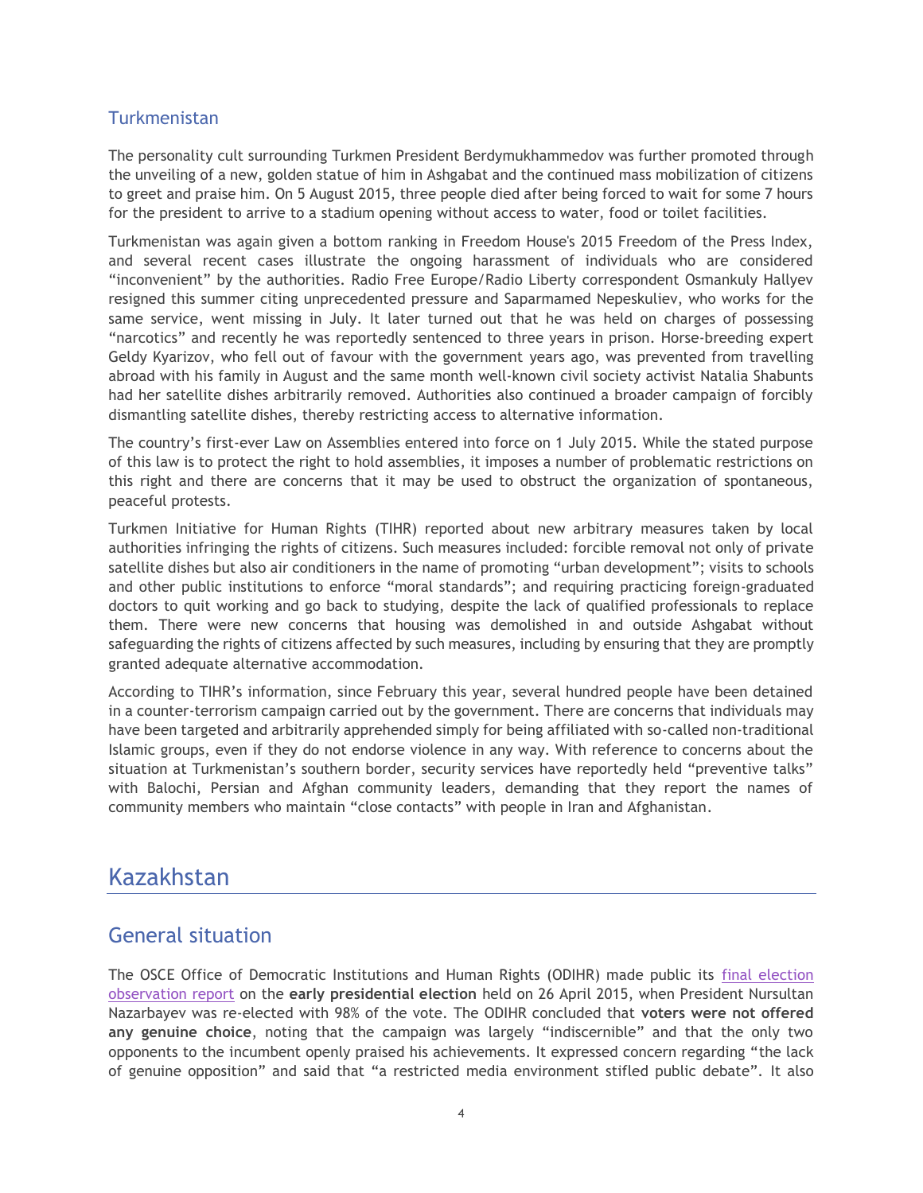## Turkmenistan

The personality cult surrounding Turkmen President Berdymukhammedov was further promoted through the unveiling of a new, golden statue of him in Ashgabat and the continued mass mobilization of citizens to greet and praise him. On 5 August 2015, three people died after being forced to wait for some 7 hours for the president to arrive to a stadium opening without access to water, food or toilet facilities.

Turkmenistan was again given a bottom ranking in Freedom House's 2015 Freedom of the Press Index, and several recent cases illustrate the ongoing harassment of individuals who are considered "inconvenient" by the authorities. Radio Free Europe/Radio Liberty correspondent Osmankuly Hallyev resigned this summer citing unprecedented pressure and Saparmamed Nepeskuliev, who works for the same service, went missing in July. It later turned out that he was held on charges of possessing "narcotics" and recently he was reportedly sentenced to three years in prison. Horse-breeding expert Geldy Kyarizov, who fell out of favour with the government years ago, was prevented from travelling abroad with his family in August and the same month well-known civil society activist Natalia Shabunts had her satellite dishes arbitrarily removed. Authorities also continued a broader campaign of forcibly dismantling satellite dishes, thereby restricting access to alternative information.

The country's first-ever Law on Assemblies entered into force on 1 July 2015. While the stated purpose of this law is to protect the right to hold assemblies, it imposes a number of problematic restrictions on this right and there are concerns that it may be used to obstruct the organization of spontaneous, peaceful protests.

Turkmen Initiative for Human Rights (TIHR) reported about new arbitrary measures taken by local authorities infringing the rights of citizens. Such measures included: forcible removal not only of private satellite dishes but also air conditioners in the name of promoting "urban development"; visits to schools and other public institutions to enforce "moral standards"; and requiring practicing foreign-graduated doctors to quit working and go back to studying, despite the lack of qualified professionals to replace them. There were new concerns that housing was demolished in and outside Ashgabat without safeguarding the rights of citizens affected by such measures, including by ensuring that they are promptly granted adequate alternative accommodation.

According to TIHR's information, since February this year, several hundred people have been detained in a counter-terrorism campaign carried out by the government. There are concerns that individuals may have been targeted and arbitrarily apprehended simply for being affiliated with so-called non-traditional Islamic groups, even if they do not endorse violence in any way. With reference to concerns about the situation at Turkmenistan's southern border, security services have reportedly held "preventive talks" with Balochi, Persian and Afghan community leaders, demanding that they report the names of community members who maintain "close contacts" with people in Iran and Afghanistan.

# Kazakhstan

## General situation

The OSCE Office of Democratic Institutions and Human Rights (ODIHR) made public its final election observation report on the **early presidential election** held on 26 April 2015, when President Nursultan Nazarbayev was re-elected with 98% of the vote. The ODIHR concluded that **voters were not offered any genuine choice**, noting that the campaign was largely "indiscernible" and that the only two opponents to the incumbent openly praised his achievements. It expressed concern regarding "the lack of genuine opposition" and said that "a restricted media environment stifled public debate". It also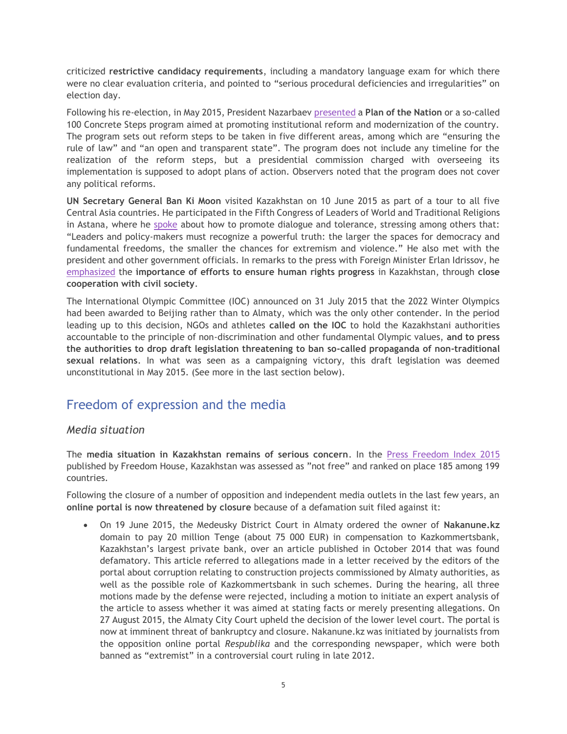criticized **restrictive candidacy requirements**, including a mandatory language exam for which there were no clear evaluation criteria, and pointed to "serious procedural deficiencies and irregularities" on election day.

Following his re-election, in May 2015, President Nazarbaev presented a **Plan of the Nation** or a so-called 100 Concrete Steps program aimed at promoting institutional reform and modernization of the country. The program sets out reform steps to be taken in five different areas, among which are "ensuring the rule of law" and "an open and transparent state". The program does not include any timeline for the realization of the reform steps, but a presidential commission charged with overseeing its implementation is supposed to adopt plans of action. Observers noted that the program does not cover any political reforms.

**UN Secretary General Ban Ki Moon** visited Kazakhstan on 10 June 2015 as part of a tour to all five Central Asia countries. He participated in the Fifth Congress of Leaders of World and Traditional Religions in Astana, where he spoke about how to promote dialogue and tolerance, stressing among others that: "Leaders and policy-makers must recognize a powerful truth: the larger the spaces for democracy and fundamental freedoms, the smaller the chances for extremism and violence." He also met with the president and other government officials. In remarks to the press with Foreign Minister Erlan Idrissov, he emphasized the **importance of efforts to ensure human rights progress** in Kazakhstan, through **close cooperation with civil society**.

The International Olympic Committee (IOC) announced on 31 July 2015 that the 2022 Winter Olympics had been awarded to Beijing rather than to Almaty, which was the only other contender. In the period leading up to this decision, NGOs and athletes **called on the IOC** to hold the Kazakhstani authorities accountable to the principle of non-discrimination and other fundamental Olympic values, **and to press the authorities to drop draft legislation threatening to ban so-called propaganda of non-traditional sexual relations**. In what was seen as a campaigning victory, this draft legislation was deemed unconstitutional in May 2015. (See more in the last section below).

## Freedom of expression and the media

### *Media situation*

The **media situation in Kazakhstan remains of serious concern**. In the Press Freedom Index 2015 published by Freedom House, Kazakhstan was assessed as "not free" and ranked on place 185 among 199 countries.

Following the closure of a number of opposition and independent media outlets in the last few years, an **online portal is now threatened by closure** because of a defamation suit filed against it:

- On 19 June 2015, the Medeusky District Court in Almaty ordered the owner of **Nakanune.kz** domain to pay 20 million Tenge (about 75 000 EUR) in compensation to Kazkommertsbank, Kazakhstan's largest private bank, over an article published in October 2014 that was found defamatory. This article referred to allegations made in a letter received by the editors of the portal about corruption relating to construction projects commissioned by Almaty authorities, as well as the possible role of Kazkommertsbank in such schemes. During the hearing, all three motions made by the defense were rejected, including a motion to initiate an expert analysis of the article to assess whether it was aimed at stating facts or merely presenting allegations. On 27 August 2015, the Almaty City Court upheld the decision of the lower level court. The portal is now at imminent threat of bankruptcy and closure. Nakanune.kz was initiated by journalists from the opposition online portal *Respublika* and the corresponding newspaper, which were both banned as "extremist" in a controversial court ruling in late 2012.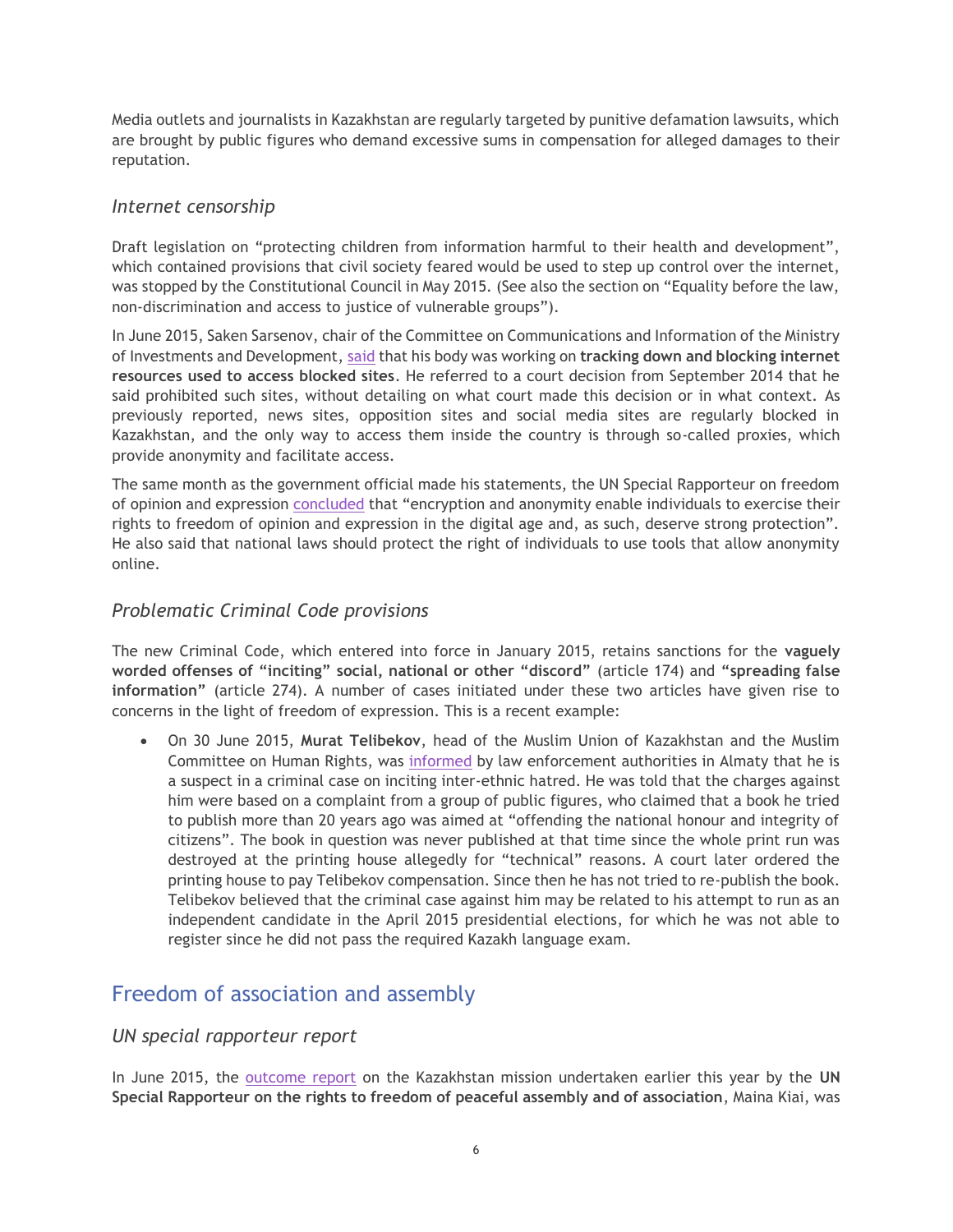Media outlets and journalists in Kazakhstan are regularly targeted by punitive defamation lawsuits, which are brought by public figures who demand excessive sums in compensation for alleged damages to their reputation.

### *Internet censorship*

Draft legislation on "protecting children from information harmful to their health and development", which contained provisions that civil society feared would be used to step up control over the internet, was stopped by the Constitutional Council in May 2015. (See also the section on "Equality before the law, non-discrimination and access to justice of vulnerable groups").

In June 2015, Saken Sarsenov, chair of the Committee on Communications and Information of the Ministry of Investments and Development, said that his body was working on **tracking down and blocking internet resources used to access blocked sites**. He referred to a court decision from September 2014 that he said prohibited such sites, without detailing on what court made this decision or in what context. As previously reported, news sites, opposition sites and social media sites are regularly blocked in Kazakhstan, and the only way to access them inside the country is through so-called proxies, which provide anonymity and facilitate access.

The same month as the government official made his statements, the UN Special Rapporteur on freedom of opinion and expression concluded that "encryption and anonymity enable individuals to exercise their rights to freedom of opinion and expression in the digital age and, as such, deserve strong protection". He also said that national laws should protect the right of individuals to use tools that allow anonymity online.

### *Problematic Criminal Code provisions*

The new Criminal Code, which entered into force in January 2015, retains sanctions for the **vaguely worded offenses of "inciting" social, national or other "discord"** (article 174) and **"spreading false information"** (article 274). A number of cases initiated under these two articles have given rise to concerns in the light of freedom of expression. This is a recent example:

- On 30 June 2015, **Murat Telibekov**, head of the Muslim Union of Kazakhstan and the Muslim Committee on Human Rights, was informed by law enforcement authorities in Almaty that he is a suspect in a criminal case on inciting inter-ethnic hatred. He was told that the charges against him were based on a complaint from a group of public figures, who claimed that a book he tried to publish more than 20 years ago was aimed at "offending the national honour and integrity of citizens". The book in question was never published at that time since the whole print run was destroyed at the printing house allegedly for "technical" reasons. A court later ordered the printing house to pay Telibekov compensation. Since then he has not tried to re-publish the book. Telibekov believed that the criminal case against him may be related to his attempt to run as an independent candidate in the April 2015 presidential elections, for which he was not able to register since he did not pass the required Kazakh language exam.

## Freedom of association and assembly

### *UN special rapporteur report*

In June 2015, the outcome report on the Kazakhstan mission undertaken earlier this year by the **UN Special Rapporteur on the rights to freedom of peaceful assembly and of association**, Maina Kiai, was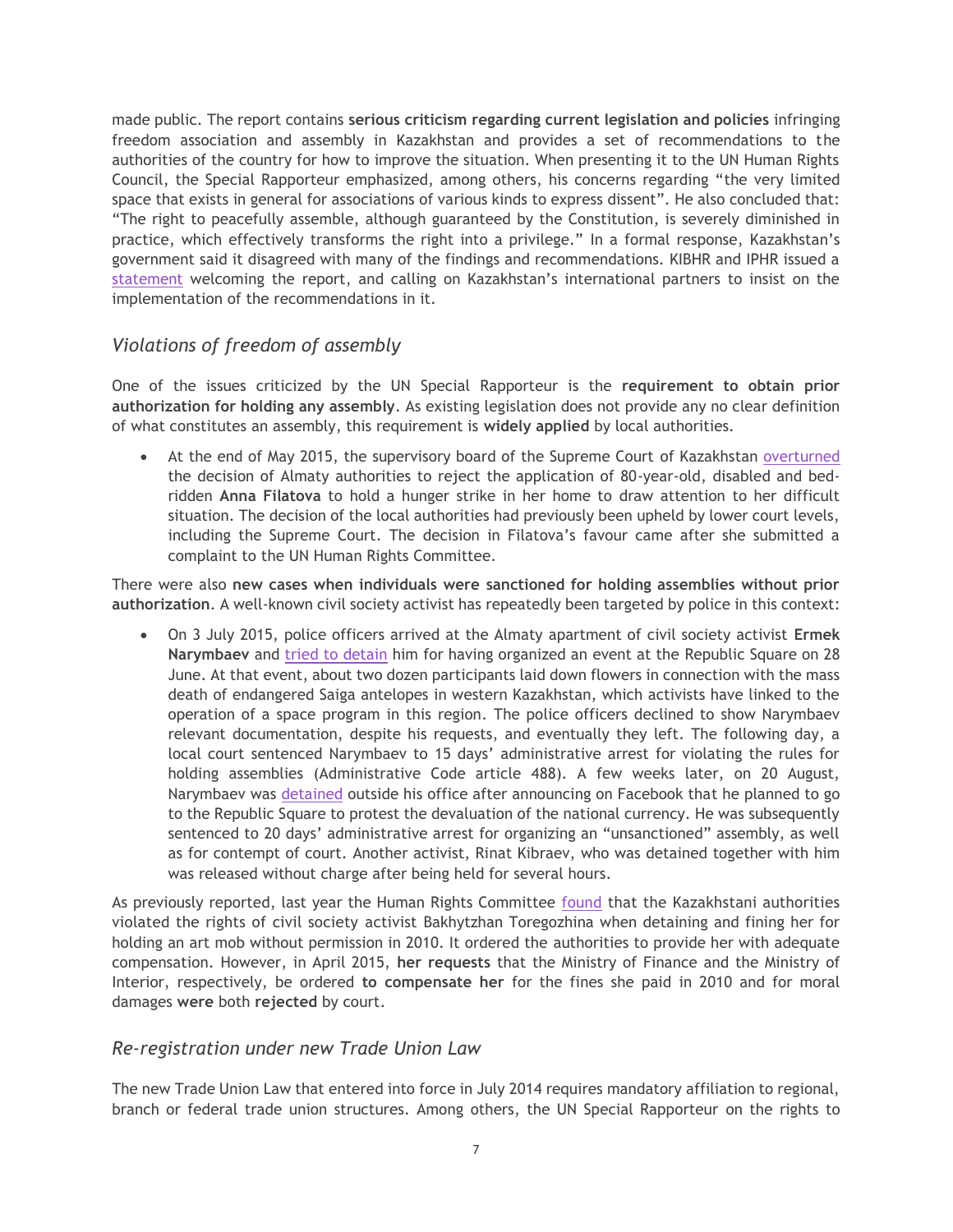made public. The report contains **serious criticism regarding current legislation and policies** infringing freedom association and assembly in Kazakhstan and provides a set of recommendations to the authorities of the country for how to improve the situation. When presenting it to the UN Human Rights Council, the Special Rapporteur emphasized, among others, his concerns regarding "the very limited space that exists in general for associations of various kinds to express dissent". He also concluded that: "The right to peacefully assemble, although guaranteed by the Constitution, is severely diminished in practice, which effectively transforms the right into a privilege." In a formal response, Kazakhstan's government said it disagreed with many of the findings and recommendations. KIBHR and IPHR issued a statement welcoming the report, and calling on Kazakhstan's international partners to insist on the implementation of the recommendations in it.

## *Violations of freedom of assembly*

One of the issues criticized by the UN Special Rapporteur is the **requirement to obtain prior authorization for holding any assembly**. As existing legislation does not provide any no clear definition of what constitutes an assembly, this requirement is **widely applied** by local authorities.

- At the end of May 2015, the supervisory board of the Supreme Court of Kazakhstan overturned the decision of Almaty authorities to reject the application of 80-year-old, disabled and bed-ridden **Anna Filatova** to hold a hunger strike in her home to draw attention to her difficult situation. The decision of the local authorities had previously been upheld by lower court levels, including the Supreme Court. The decision in Filatova's favour came after she submitted a complaint to the UN Human Rights Committee.

There were also **new cases when individuals were sanctioned for holding assemblies without prior authorization**. A well-known civil society activist has repeatedly been targeted by police in this context:

- On 3 July 2015, police officers arrived at the Almaty apartment of civil society activist **Ermek Narymbaev** and tried to detain him for having organized an event at the Republic Square on 28 June. At that event, about two dozen participants laid down flowers in connection with the mass death of endangered Saiga antelopes in western Kazakhstan, which activists have linked to the operation of a space program in this region. The police officers declined to show Narymbaev relevant documentation, despite his requests, and eventually they left. The following day, a local court sentenced Narymbaev to 15 days' administrative arrest for violating the rules for holding assemblies (Administrative Code article 488). A few weeks later, on 20 August, Narymbaev was detained outside his office after announcing on Facebook that he planned to go to the Republic Square to protest the devaluation of the national currency. He was subsequently sentenced to 20 days' administrative arrest for organizing an "unsanctioned" assembly, as well as for contempt of court. Another activist, Rinat Kibraev, who was detained together with him was released without charge after being held for several hours.

As previously reported, last year the Human Rights Committee found that the Kazakhstani authorities violated the rights of civil society activist Bakhytzhan Toregozhina when detaining and fining her for holding an art mob without permission in 2010. It ordered the authorities to provide her with adequate compensation. However, in April 2015, **her requests** that the Ministry of Finance and the Ministry of Interior, respectively, be ordered **to compensate her** for the fines she paid in 2010 and for moral damages **were** both **rejected** by court.

## *Re-registration under new Trade Union Law*

The new Trade Union Law that entered into force in July 2014 requires mandatory affiliation to regional, branch or federal trade union structures. Among others, the UN Special Rapporteur on the rights to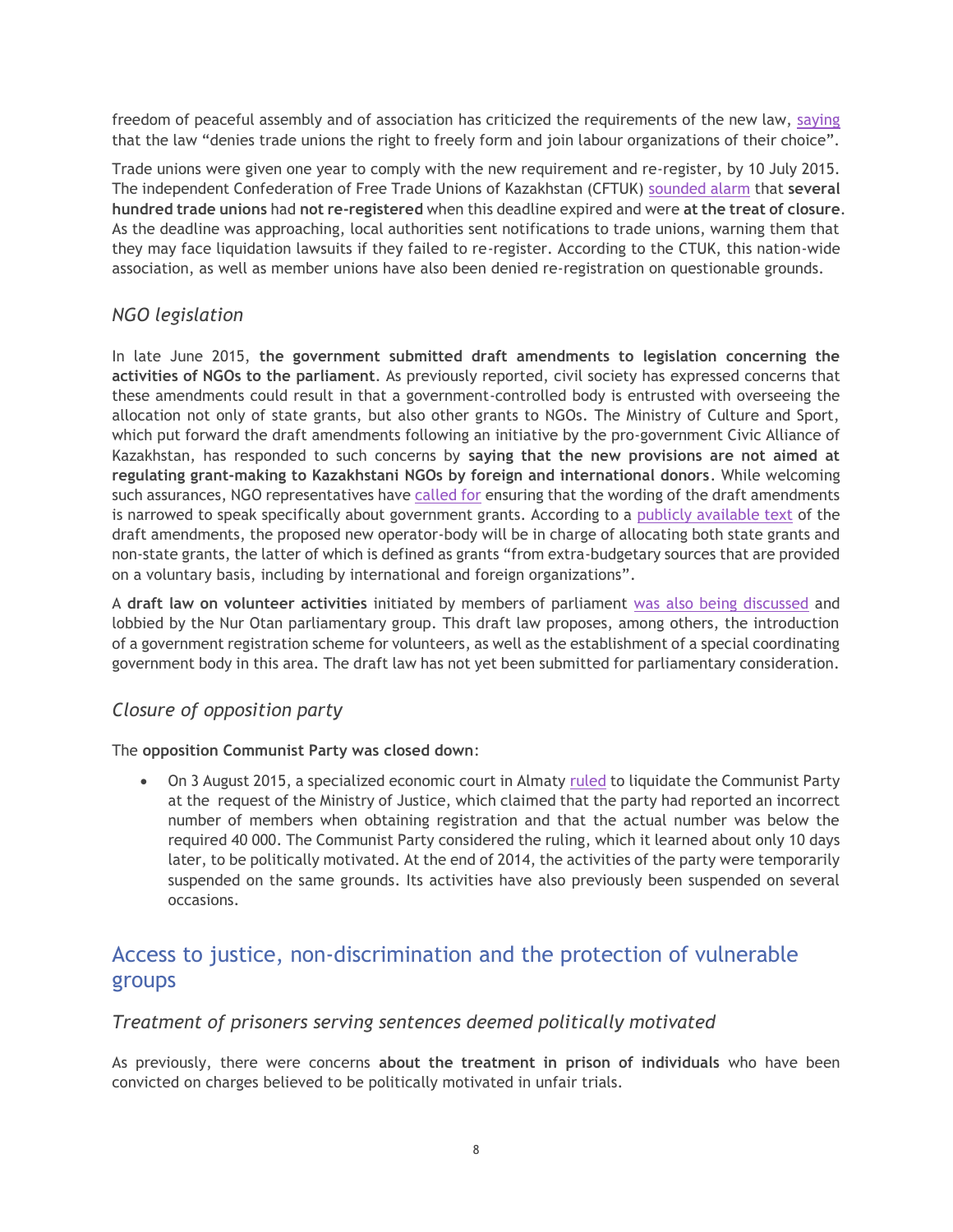freedom of peaceful assembly and of association has criticized the requirements of the new law, saying that the law "denies trade unions the right to freely form and join labour organizations of their choice".

Trade unions were given one year to comply with the new requirement and re-register, by 10 July 2015. The independent Confederation of Free Trade Unions of Kazakhstan (CFTUK) sounded alarm that **several hundred trade unions** had **not re-registered** when this deadline expired and were **at the treat of closure**. As the deadline was approaching, local authorities sent notifications to trade unions, warning them that they may face liquidation lawsuits if they failed to re-register. According to the CTUK, this nation-wide association, as well as member unions have also been denied re-registration on questionable grounds.

### *NGO legislation*

In late June 2015, **the government submitted draft amendments to legislation concerning the activities of NGOs to the parliament**. As previously reported, civil society has expressed concerns that these amendments could result in that a government-controlled body is entrusted with overseeing the allocation not only of state grants, but also other grants to NGOs. The Ministry of Culture and Sport, which put forward the draft amendments following an initiative by the pro-government Civic Alliance of Kazakhstan, has responded to such concerns by **saying that the new provisions are not aimed at regulating grant-making to Kazakhstani NGOs by foreign and international donors**. While welcoming such assurances, NGO representatives have called for ensuring that the wording of the draft amendments is narrowed to speak specifically about government grants. According to a publicly available text of the draft amendments, the proposed new operator-body will be in charge of allocating both state grants and non-state grants, the latter of which is defined as grants "from extra-budgetary sources that are provided on a voluntary basis, including by international and foreign organizations".

A **draft law on volunteer activities** initiated by members of parliament was also being discussed and lobbied by the Nur Otan parliamentary group. This draft law proposes, among others, the introduction of a government registration scheme for volunteers, as well as the establishment of a special coordinating government body in this area. The draft law has not yet been submitted for parliamentary consideration.

### *Closure of opposition party*

The **opposition Communist Party was closed down**:

- On 3 August 2015, a specialized economic court in Almaty ruled to liquidate the Communist Party at the request of the Ministry of Justice, which claimed that the party had reported an incorrect number of members when obtaining registration and that the actual number was below the required 40 000. The Communist Party considered the ruling, which it learned about only 10 days later, to be politically motivated. At the end of 2014, the activities of the party were temporarily suspended on the same grounds. Its activities have also previously been suspended on several occasions.

## Access to justice, non-discrimination and the protection of vulnerable groups

### *Treatment of prisoners serving sentences deemed politically motivated*

As previously, there were concerns **about the treatment in prison of individuals** who have been convicted on charges believed to be politically motivated in unfair trials.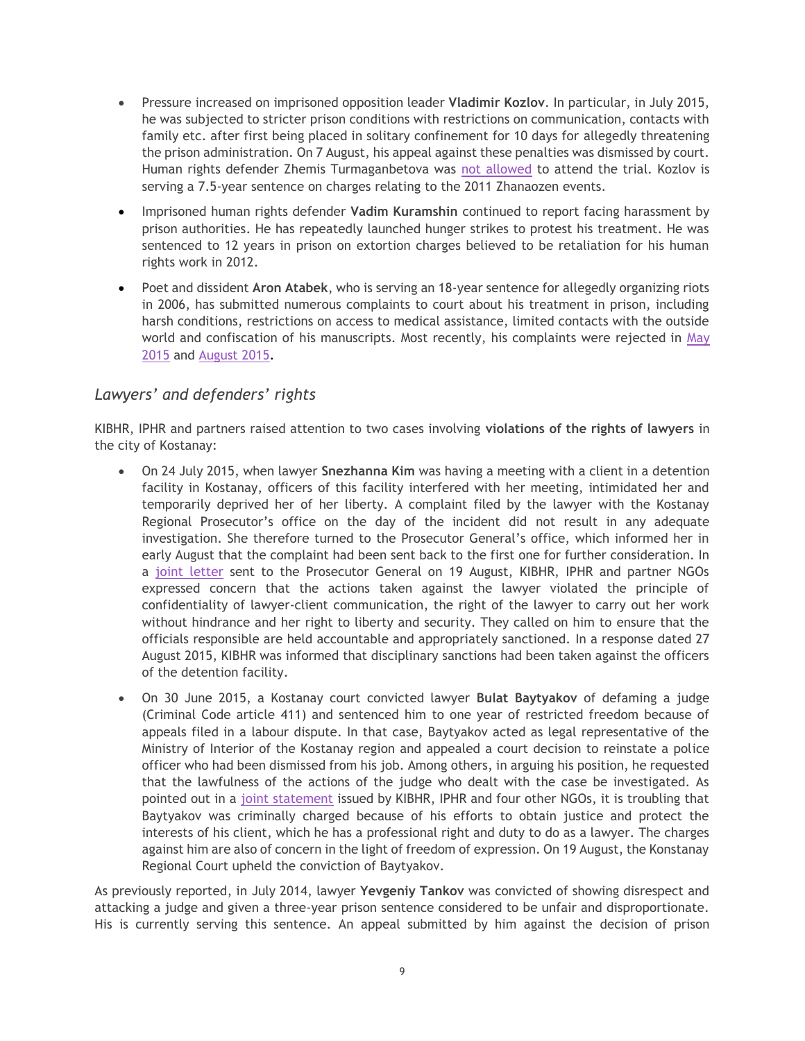- Pressure increased on imprisoned opposition leader **Vladimir Kozlov**. In particular, in July 2015, he was subjected to stricter prison conditions with restrictions on communication, contacts with family etc. after first being placed in solitary confinement for 10 days for allegedly threatening the prison administration. On 7 August, his appeal against these penalties was dismissed by court. Human rights defender Zhemis Turmaganbetova was not allowed to attend the trial. Kozlov is serving a 7.5-year sentence on charges relating to the 2011 Zhanaozen events.

- Imprisoned human rights defender **Vadim Kuramshin** continued to report facing harassment by prison authorities. He has repeatedly launched hunger strikes to protest his treatment. He was sentenced to 12 years in prison on extortion charges believed to be retaliation for his human rights work in 2012.

- Poet and dissident **Aron Atabek**, who is serving an 18-year sentence for allegedly organizing riots in 2006, has submitted numerous complaints to court about his treatment in prison, including harsh conditions, restrictions on access to medical assistance, limited contacts with the outside world and confiscation of his manuscripts. Most recently, his complaints were rejected in May 2015 and August 2015.

### *Lawyers' and defenders' rights*

KIBHR, IPHR and partners raised attention to two cases involving **violations of the rights of lawyers** in the city of Kostanay:

- On 24 July 2015, when lawyer **Snezhanna Kim** was having a meeting with a client in a detention facility in Kostanay, officers of this facility interfered with her meeting, intimidated her and temporarily deprived her of her liberty. A complaint filed by the lawyer with the Kostanay Regional Prosecutor's office on the day of the incident did not result in any adequate investigation. She therefore turned to the Prosecutor General's office, which informed her in early August that the complaint had been sent back to the first one for further consideration. In a joint letter sent to the Prosecutor General on 19 August, KIBHR, IPHR and partner NGOs expressed concern that the actions taken against the lawyer violated the principle of confidentiality of lawyer-client communication, the right of the lawyer to carry out her work without hindrance and her right to liberty and security. They called on him to ensure that the officials responsible are held accountable and appropriately sanctioned. In a response dated 27 August 2015, KIBHR was informed that disciplinary sanctions had been taken against the officers of the detention facility.

- On 30 June 2015, a Kostanay court convicted lawyer **Bulat Baytyakov** of defaming a judge (Criminal Code article 411) and sentenced him to one year of restricted freedom because of appeals filed in a labour dispute. In that case, Baytyakov acted as legal representative of the Ministry of Interior of the Kostanay region and appealed a court decision to reinstate a police officer who had been dismissed from his job. Among others, in arguing his position, he requested that the lawfulness of the actions of the judge who dealt with the case be investigated. As pointed out in a joint statement issued by KIBHR, IPHR and four other NGOs, it is troubling that Baytyakov was criminally charged because of his efforts to obtain justice and protect the interests of his client, which he has a professional right and duty to do as a lawyer. The charges against him are also of concern in the light of freedom of expression. On 19 August, the Konstanay Regional Court upheld the conviction of Baytyakov.

As previously reported, in July 2014, lawyer **Yevgeniy Tankov** was convicted of showing disrespect and attacking a judge and given a three-year prison sentence considered to be unfair and disproportionate. His is currently serving this sentence. An appeal submitted by him against the decision of prison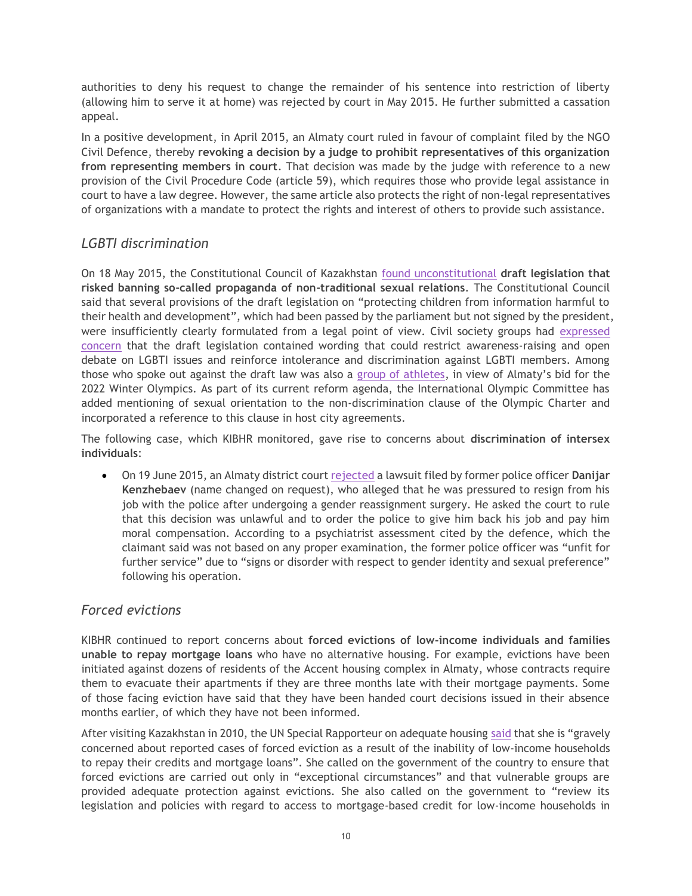authorities to deny his request to change the remainder of his sentence into restriction of liberty (allowing him to serve it at home) was rejected by court in May 2015. He further submitted a cassation appeal.

In a positive development, in April 2015, an Almaty court ruled in favour of complaint filed by the NGO Civil Defence, thereby **revoking a decision by a judge to prohibit representatives of this organization from representing members in court**. That decision was made by the judge with reference to a new provision of the Civil Procedure Code (article 59), which requires those who provide legal assistance in court to have a law degree. However, the same article also protects the right of non-legal representatives of organizations with a mandate to protect the rights and interest of others to provide such assistance.

### *LGBTI discrimination*

On 18 May 2015, the Constitutional Council of Kazakhstan found unconstitutional **draft legislation that risked banning so-called propaganda of non-traditional sexual relations**. The Constitutional Council said that several provisions of the draft legislation on "protecting children from information harmful to their health and development", which had been passed by the parliament but not signed by the president, were insufficiently clearly formulated from a legal point of view. Civil society groups had expressed concern that the draft legislation contained wording that could restrict awareness-raising and open debate on LGBTI issues and reinforce intolerance and discrimination against LGBTI members. Among those who spoke out against the draft law was also a group of athletes, in view of Almaty's bid for the 2022 Winter Olympics. As part of its current reform agenda, the International Olympic Committee has added mentioning of sexual orientation to the non-discrimination clause of the Olympic Charter and incorporated a reference to this clause in host city agreements.

The following case, which KIBHR monitored, gave rise to concerns about **discrimination of intersex individuals**:

- On 19 June 2015, an Almaty district court rejected a lawsuit filed by former police officer **Danijar Kenzhebaev** (name changed on request), who alleged that he was pressured to resign from his job with the police after undergoing a gender reassignment surgery. He asked the court to rule that this decision was unlawful and to order the police to give him back his job and pay him moral compensation. According to a psychiatrist assessment cited by the defence, which the claimant said was not based on any proper examination, the former police officer was "unfit for further service" due to "signs or disorder with respect to gender identity and sexual preference" following his operation.

### *Forced evictions*

KIBHR continued to report concerns about **forced evictions of low-income individuals and families unable to repay mortgage loans** who have no alternative housing. For example, evictions have been initiated against dozens of residents of the Accent housing complex in Almaty, whose contracts require them to evacuate their apartments if they are three months late with their mortgage payments. Some of those facing eviction have said that they have been handed court decisions issued in their absence months earlier, of which they have not been informed.

After visiting Kazakhstan in 2010, the UN Special Rapporteur on adequate housing said that she is "gravely concerned about reported cases of forced eviction as a result of the inability of low-income households to repay their credits and mortgage loans". She called on the government of the country to ensure that forced evictions are carried out only in "exceptional circumstances" and that vulnerable groups are provided adequate protection against evictions. She also called on the government to "review its legislation and policies with regard to access to mortgage-based credit for low-income households in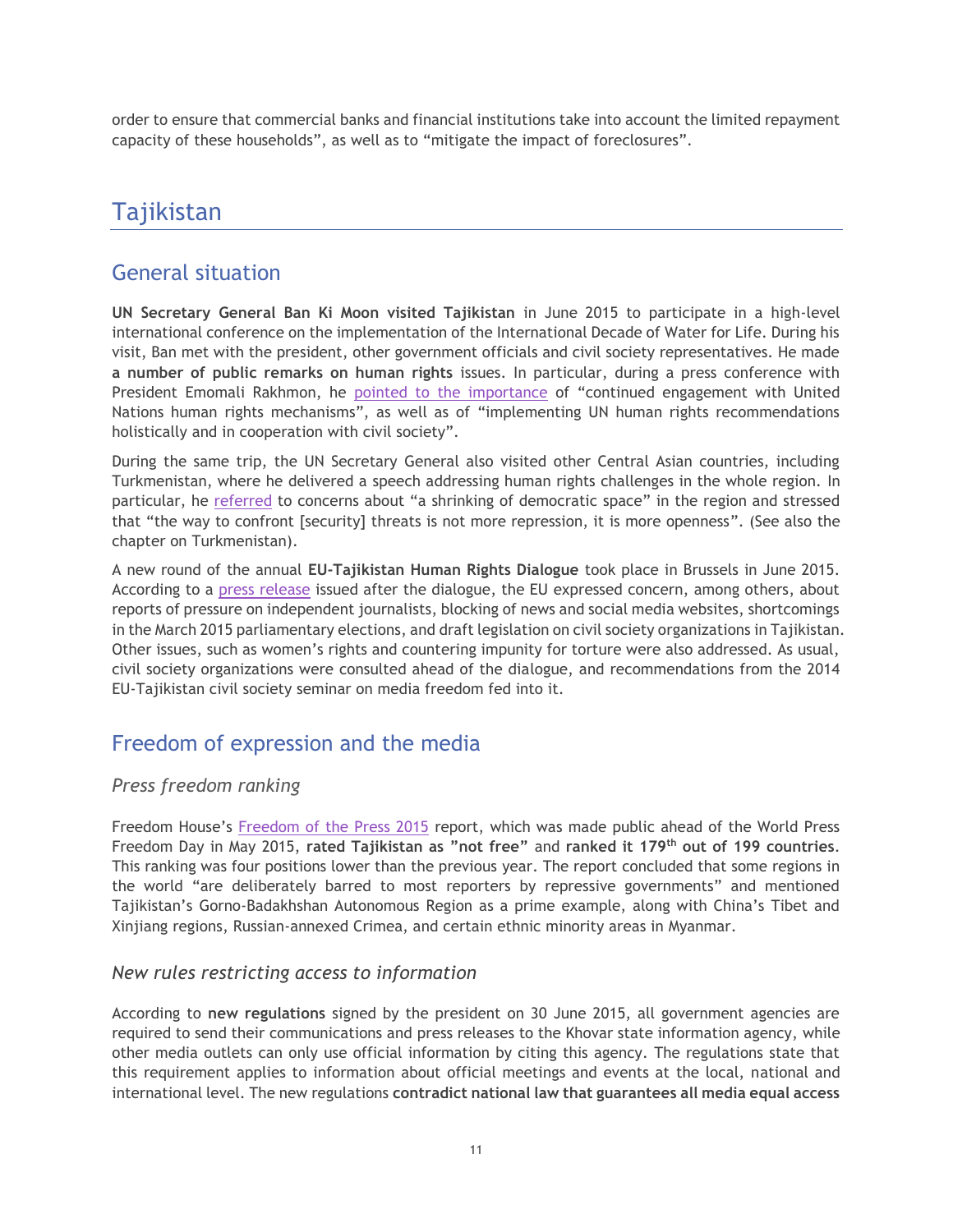order to ensure that commercial banks and financial institutions take into account the limited repayment capacity of these households", as well as to "mitigate the impact of foreclosures".

# Tajikistan

## General situation

**UN Secretary General Ban Ki Moon visited Tajikistan** in June 2015 to participate in a high-level international conference on the implementation of the International Decade of Water for Life. During his visit, Ban met with the president, other government officials and civil society representatives. He made **a number of public remarks on human rights** issues. In particular, during a press conference with President Emomali Rakhmon, he pointed to the importance of "continued engagement with United Nations human rights mechanisms", as well as of "implementing UN human rights recommendations holistically and in cooperation with civil society".

During the same trip, the UN Secretary General also visited other Central Asian countries, including Turkmenistan, where he delivered a speech addressing human rights challenges in the whole region. In particular, he referred to concerns about "a shrinking of democratic space" in the region and stressed that "the way to confront [security] threats is not more repression, it is more openness". (See also the chapter on Turkmenistan).

A new round of the annual **EU-Tajikistan Human Rights Dialogue** took place in Brussels in June 2015. According to a press release issued after the dialogue, the EU expressed concern, among others, about reports of pressure on independent journalists, blocking of news and social media websites, shortcomings in the March 2015 parliamentary elections, and draft legislation on civil society organizations in Tajikistan. Other issues, such as women's rights and countering impunity for torture were also addressed. As usual, civil society organizations were consulted ahead of the dialogue, and recommendations from the 2014 EU-Tajikistan civil society seminar on media freedom fed into it.

## Freedom of expression and the media

### *Press freedom ranking*

Freedom House's Freedom of the Press 2015 report, which was made public ahead of the World Press Freedom Day in May 2015, **rated Tajikistan as "not free"** and **ranked it 179th out of 199 countries**. This ranking was four positions lower than the previous year. The report concluded that some regions in the world "are deliberately barred to most reporters by repressive governments" and mentioned Tajikistan's Gorno-Badakhshan Autonomous Region as a prime example, along with China's Tibet and Xinjiang regions, Russian-annexed Crimea, and certain ethnic minority areas in Myanmar.

### *New rules restricting access to information*

According to **new regulations** signed by the president on 30 June 2015, all government agencies are required to send their communications and press releases to the Khovar state information agency, while other media outlets can only use official information by citing this agency. The regulations state that this requirement applies to information about official meetings and events at the local, national and international level. The new regulations **contradict national law that guarantees all media equal access**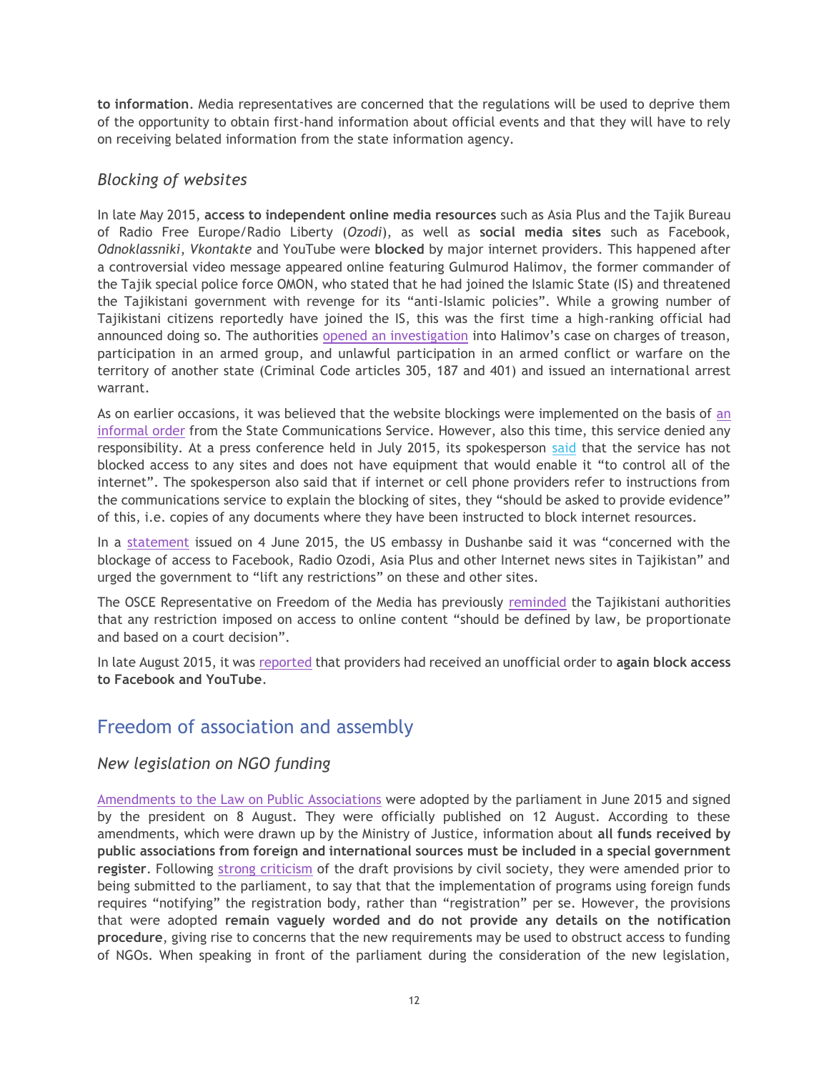**to information**. Media representatives are concerned that the regulations will be used to deprive them of the opportunity to obtain first-hand information about official events and that they will have to rely on receiving belated information from the state information agency.

### *Blocking of websites*

In late May 2015, **access to independent online media resources** such as Asia Plus and the Tajik Bureau of Radio Free Europe/Radio Liberty (*Ozodi*), as well as **social media sites** such as Facebook, *Odnoklassniki*, *Vkontakte* and YouTube were **blocked** by major internet providers. This happened after a controversial video message appeared online featuring Gulmurod Halimov, the former commander of the Tajik special police force OMON, who stated that he had joined the Islamic State (IS) and threatened the Tajikistani government with revenge for its "anti-Islamic policies". While a growing number of Tajikistani citizens reportedly have joined the IS, this was the first time a high-ranking official had announced doing so. The authorities opened an investigation into Halimov's case on charges of treason, participation in an armed group, and unlawful participation in an armed conflict or warfare on the territory of another state (Criminal Code articles 305, 187 and 401) and issued an international arrest warrant.

As on earlier occasions, it was believed that the website blockings were implemented on the basis of an informal order from the State Communications Service. However, also this time, this service denied any responsibility. At a press conference held in July 2015, its spokesperson said that the service has not blocked access to any sites and does not have equipment that would enable it "to control all of the internet". The spokesperson also said that if internet or cell phone providers refer to instructions from the communications service to explain the blocking of sites, they "should be asked to provide evidence" of this, i.e. copies of any documents where they have been instructed to block internet resources.

In a statement issued on 4 June 2015, the US embassy in Dushanbe said it was "concerned with the blockage of access to Facebook, Radio Ozodi, Asia Plus and other Internet news sites in Tajikistan" and urged the government to "lift any restrictions" on these and other sites.

The OSCE Representative on Freedom of the Media has previously reminded the Tajikistani authorities that any restriction imposed on access to online content "should be defined by law, be proportionate and based on a court decision".

In late August 2015, it was reported that providers had received an unofficial order to **again block access to Facebook and YouTube**.

## Freedom of association and assembly

### *New legislation on NGO funding*

Amendments to the Law on Public Associations were adopted by the parliament in June 2015 and signed by the president on 8 August. They were officially published on 12 August. According to these amendments, which were drawn up by the Ministry of Justice, information about **all funds received by public associations from foreign and international sources must be included in a special government register**. Following strong criticism of the draft provisions by civil society, they were amended prior to being submitted to the parliament, to say that that the implementation of programs using foreign funds requires "notifying" the registration body, rather than "registration" per se. However, the provisions that were adopted **remain vaguely worded and do not provide any details on the notification procedure**, giving rise to concerns that the new requirements may be used to obstruct access to funding of NGOs. When speaking in front of the parliament during the consideration of the new legislation,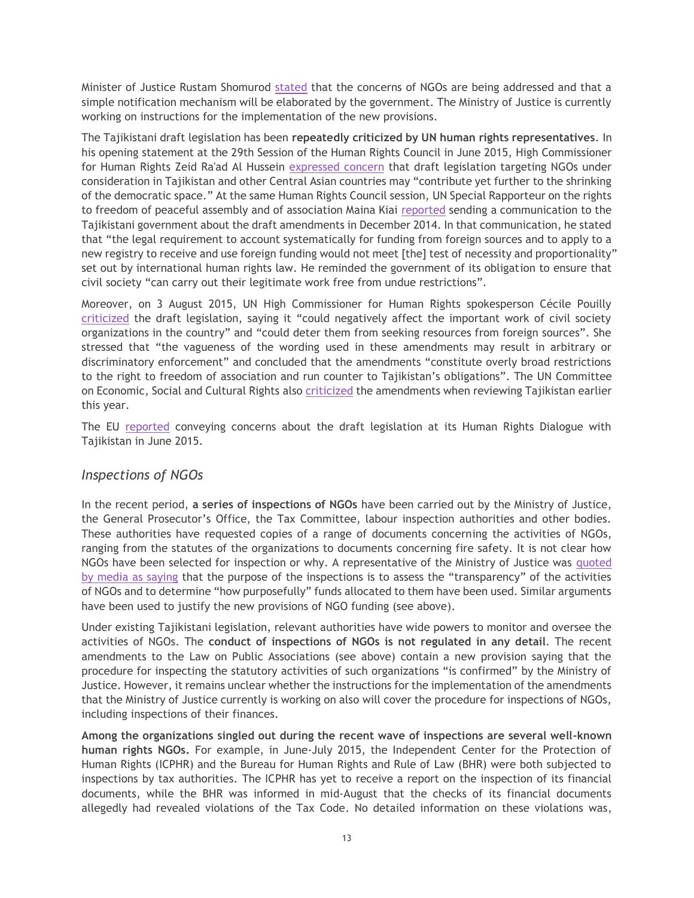Minister of Justice Rustam Shomurod stated that the concerns of NGOs are being addressed and that a simple notification mechanism will be elaborated by the government. The Ministry of Justice is currently working on instructions for the implementation of the new provisions.

The Tajikistani draft legislation has been **repeatedly criticized by UN human rights representatives**. In his opening statement at the 29th Session of the Human Rights Council in June 2015, High Commissioner for Human Rights Zeid Ra'ad Al Hussein expressed concern that draft legislation targeting NGOs under consideration in Tajikistan and other Central Asian countries may "contribute yet further to the shrinking of the democratic space." At the same Human Rights Council session, UN Special Rapporteur on the rights to freedom of peaceful assembly and of association Maina Kiai reported sending a communication to the Tajikistani government about the draft amendments in December 2014. In that communication, he stated that "the legal requirement to account systematically for funding from foreign sources and to apply to a new registry to receive and use foreign funding would not meet [the] test of necessity and proportionality" set out by international human rights law. He reminded the government of its obligation to ensure that civil society "can carry out their legitimate work free from undue restrictions".

Moreover, on 3 August 2015, UN High Commissioner for Human Rights spokesperson Cécile Pouilly criticized the draft legislation, saying it "could negatively affect the important work of civil society organizations in the country" and "could deter them from seeking resources from foreign sources". She stressed that "the vagueness of the wording used in these amendments may result in arbitrary or discriminatory enforcement" and concluded that the amendments "constitute overly broad restrictions to the right to freedom of association and run counter to Tajikistan's obligations". The UN Committee on Economic, Social and Cultural Rights also criticized the amendments when reviewing Tajikistan earlier this year.

The EU reported conveying concerns about the draft legislation at its Human Rights Dialogue with Tajikistan in June 2015.

## *Inspections of NGOs*

In the recent period, **a series of inspections of NGOs** have been carried out by the Ministry of Justice, the General Prosecutor's Office, the Tax Committee, labour inspection authorities and other bodies. These authorities have requested copies of a range of documents concerning the activities of NGOs, ranging from the statutes of the organizations to documents concerning fire safety. It is not clear how NGOs have been selected for inspection or why. A representative of the Ministry of Justice was quoted by media as saying that the purpose of the inspections is to assess the "transparency" of the activities of NGOs and to determine "how purposefully" funds allocated to them have been used. Similar arguments have been used to justify the new provisions of NGO funding (see above).

Under existing Tajikistani legislation, relevant authorities have wide powers to monitor and oversee the activities of NGOs. The **conduct of inspections of NGOs is not regulated in any detail**. The recent amendments to the Law on Public Associations (see above) contain a new provision saying that the procedure for inspecting the statutory activities of such organizations "is confirmed" by the Ministry of Justice. However, it remains unclear whether the instructions for the implementation of the amendments that the Ministry of Justice currently is working on also will cover the procedure for inspections of NGOs, including inspections of their finances.

**Among the organizations singled out during the recent wave of inspections are several well-known human rights NGOs.** For example, in June-July 2015, the Independent Center for the Protection of Human Rights (ICPHR) and the Bureau for Human Rights and Rule of Law (BHR) were both subjected to inspections by tax authorities. The ICPHR has yet to receive a report on the inspection of its financial documents, while the BHR was informed in mid-August that the checks of its financial documents allegedly had revealed violations of the Tax Code. No detailed information on these violations was,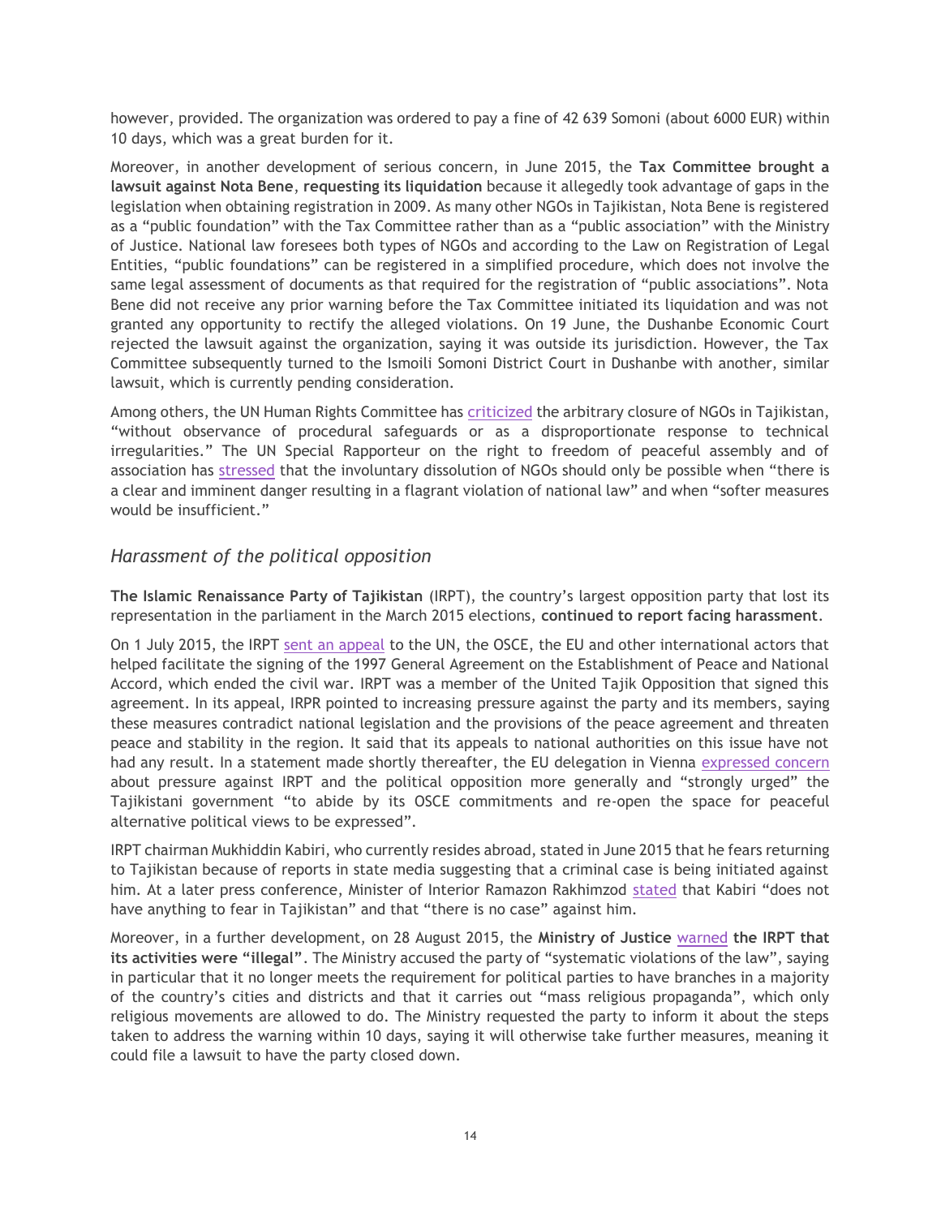however, provided. The organization was ordered to pay a fine of 42 639 Somoni (about 6000 EUR) within 10 days, which was a great burden for it.

Moreover, in another development of serious concern, in June 2015, the **Tax Committee brought a lawsuit against Nota Bene**, **requesting its liquidation** because it allegedly took advantage of gaps in the legislation when obtaining registration in 2009. As many other NGOs in Tajikistan, Nota Bene is registered as a "public foundation" with the Tax Committee rather than as a "public association" with the Ministry of Justice. National law foresees both types of NGOs and according to the Law on Registration of Legal Entities, "public foundations" can be registered in a simplified procedure, which does not involve the same legal assessment of documents as that required for the registration of "public associations". Nota Bene did not receive any prior warning before the Tax Committee initiated its liquidation and was not granted any opportunity to rectify the alleged violations. On 19 June, the Dushanbe Economic Court rejected the lawsuit against the organization, saying it was outside its jurisdiction. However, the Tax Committee subsequently turned to the Ismoili Somoni District Court in Dushanbe with another, similar lawsuit, which is currently pending consideration.

Among others, the UN Human Rights Committee has criticized the arbitrary closure of NGOs in Tajikistan, "without observance of procedural safeguards or as a disproportionate response to technical irregularities." The UN Special Rapporteur on the right to freedom of peaceful assembly and of association has stressed that the involuntary dissolution of NGOs should only be possible when "there is a clear and imminent danger resulting in a flagrant violation of national law" and when "softer measures would be insufficient."

## *Harassment of the political opposition*

**The Islamic Renaissance Party of Tajikistan** (IRPT), the country's largest opposition party that lost its representation in the parliament in the March 2015 elections, **continued to report facing harassment**.

On 1 July 2015, the IRPT sent an appeal to the UN, the OSCE, the EU and other international actors that helped facilitate the signing of the 1997 General Agreement on the Establishment of Peace and National Accord, which ended the civil war. IRPT was a member of the United Tajik Opposition that signed this agreement. In its appeal, IRPR pointed to increasing pressure against the party and its members, saying these measures contradict national legislation and the provisions of the peace agreement and threaten peace and stability in the region. It said that its appeals to national authorities on this issue have not had any result. In a statement made shortly thereafter, the EU delegation in Vienna expressed concern about pressure against IRPT and the political opposition more generally and "strongly urged" the Tajikistani government "to abide by its OSCE commitments and re-open the space for peaceful alternative political views to be expressed".

IRPT chairman Mukhiddin Kabiri, who currently resides abroad, stated in June 2015 that he fears returning to Tajikistan because of reports in state media suggesting that a criminal case is being initiated against him. At a later press conference, Minister of Interior Ramazon Rakhimzod stated that Kabiri "does not have anything to fear in Tajikistan" and that "there is no case" against him.

Moreover, in a further development, on 28 August 2015, the **Ministry of Justice** warned **the IRPT that its activities were "illegal"**. The Ministry accused the party of "systematic violations of the law", saying in particular that it no longer meets the requirement for political parties to have branches in a majority of the country's cities and districts and that it carries out "mass religious propaganda", which only religious movements are allowed to do. The Ministry requested the party to inform it about the steps taken to address the warning within 10 days, saying it will otherwise take further measures, meaning it could file a lawsuit to have the party closed down.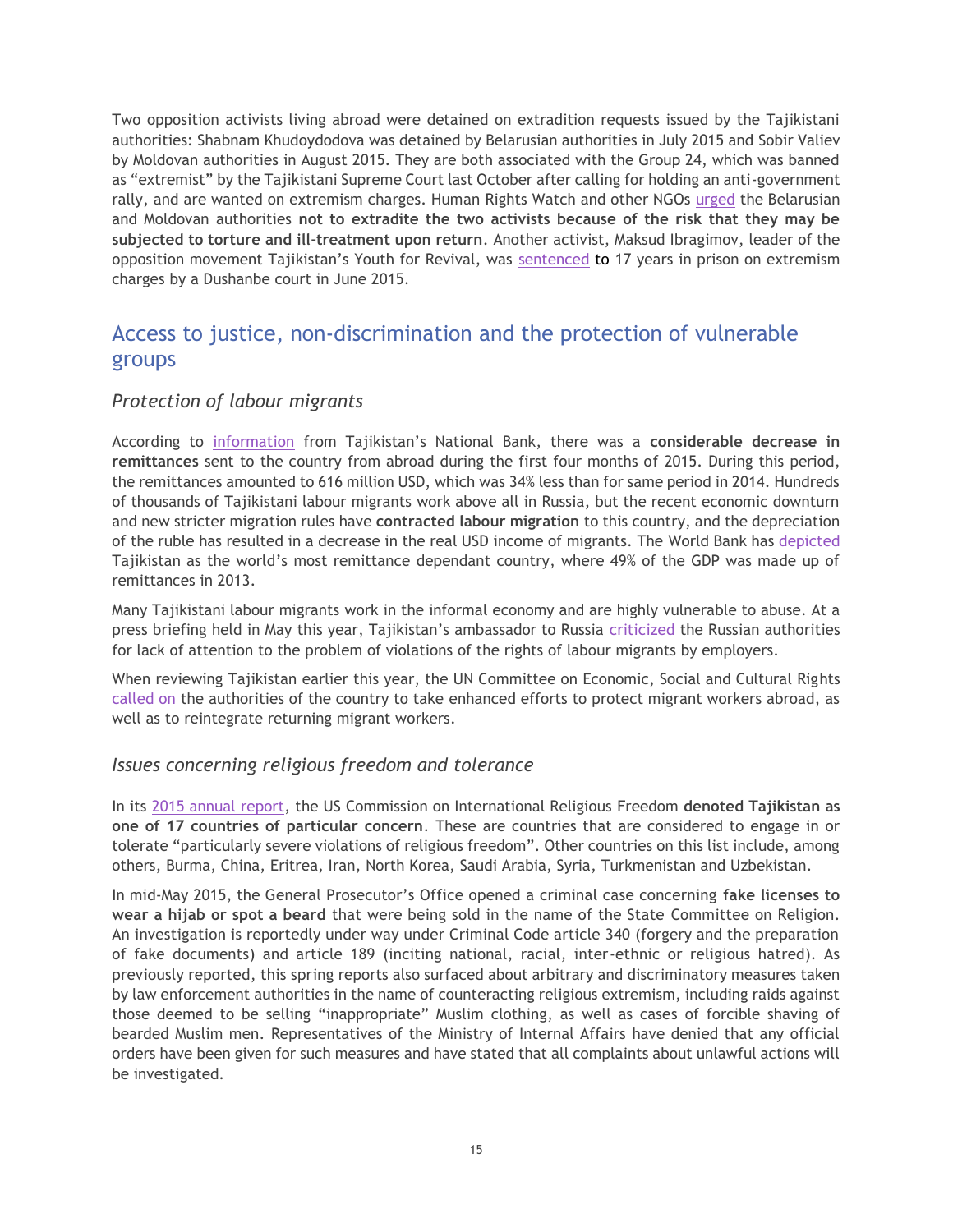Two opposition activists living abroad were detained on extradition requests issued by the Tajikistani authorities: Shabnam Khudoydodova was detained by Belarusian authorities in July 2015 and Sobir Valiev by Moldovan authorities in August 2015. They are both associated with the Group 24, which was banned as "extremist" by the Tajikistani Supreme Court last October after calling for holding an anti-government rally, and are wanted on extremism charges. Human Rights Watch and other NGOs urged the Belarusian and Moldovan authorities **not to extradite the two activists because of the risk that they may be subjected to torture and ill-treatment upon return**. Another activist, Maksud Ibragimov, leader of the opposition movement Tajikistan's Youth for Revival, was sentenced to 17 years in prison on extremism charges by a Dushanbe court in June 2015.

## Access to justice, non-discrimination and the protection of vulnerable groups

### *Protection of labour migrants*

According to information from Tajikistan's National Bank, there was a **considerable decrease in remittances** sent to the country from abroad during the first four months of 2015. During this period, the remittances amounted to 616 million USD, which was 34% less than for same period in 2014. Hundreds of thousands of Tajikistani labour migrants work above all in Russia, but the recent economic downturn and new stricter migration rules have **contracted labour migration** to this country, and the depreciation of the ruble has resulted in a decrease in the real USD income of migrants. The World Bank has depicted Tajikistan as the world's most remittance dependant country, where 49% of the GDP was made up of remittances in 2013.

Many Tajikistani labour migrants work in the informal economy and are highly vulnerable to abuse. At a press briefing held in May this year, Tajikistan's ambassador to Russia criticized the Russian authorities for lack of attention to the problem of violations of the rights of labour migrants by employers.

When reviewing Tajikistan earlier this year, the UN Committee on Economic, Social and Cultural Rights called on the authorities of the country to take enhanced efforts to protect migrant workers abroad, as well as to reintegrate returning migrant workers.

### *Issues concerning religious freedom and tolerance*

In its 2015 annual report, the US Commission on International Religious Freedom **denoted Tajikistan as one of 17 countries of particular concern**. These are countries that are considered to engage in or tolerate "particularly severe violations of religious freedom". Other countries on this list include, among others, Burma, China, Eritrea, Iran, North Korea, Saudi Arabia, Syria, Turkmenistan and Uzbekistan.

In mid-May 2015, the General Prosecutor's Office opened a criminal case concerning **fake licenses to wear a hijab or spot a beard** that were being sold in the name of the State Committee on Religion. An investigation is reportedly under way under Criminal Code article 340 (forgery and the preparation of fake documents) and article 189 (inciting national, racial, inter-ethnic or religious hatred). As previously reported, this spring reports also surfaced about arbitrary and discriminatory measures taken by law enforcement authorities in the name of counteracting religious extremism, including raids against those deemed to be selling "inappropriate" Muslim clothing, as well as cases of forcible shaving of bearded Muslim men. Representatives of the Ministry of Internal Affairs have denied that any official orders have been given for such measures and have stated that all complaints about unlawful actions will be investigated.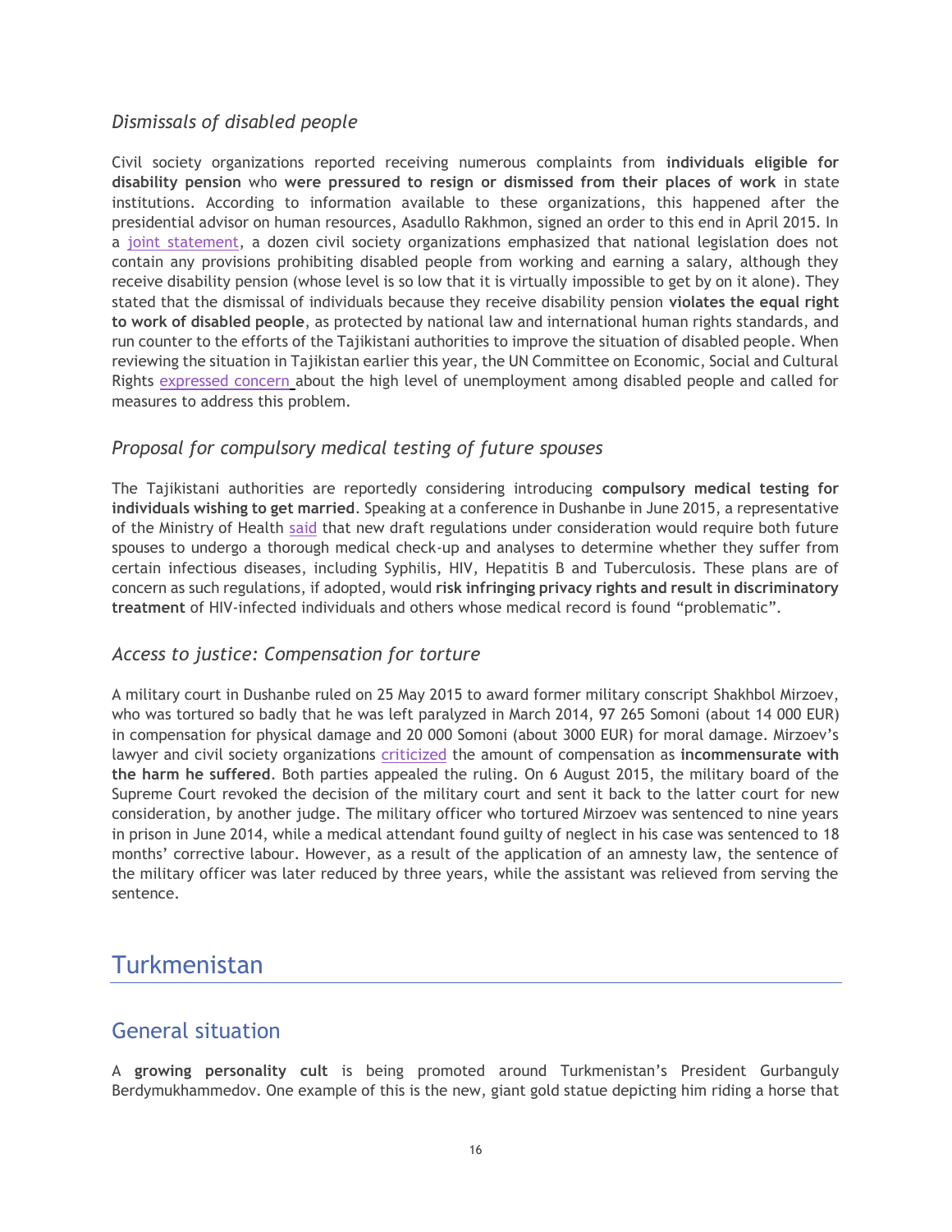### *Dismissals of disabled people*

Civil society organizations reported receiving numerous complaints from **individuals eligible for disability pension** who **were pressured to resign or dismissed from their places of work** in state institutions. According to information available to these organizations, this happened after the presidential advisor on human resources, Asadullo Rakhmon, signed an order to this end in April 2015. In a joint statement, a dozen civil society organizations emphasized that national legislation does not contain any provisions prohibiting disabled people from working and earning a salary, although they receive disability pension (whose level is so low that it is virtually impossible to get by on it alone). They stated that the dismissal of individuals because they receive disability pension **violates the equal right to work of disabled people**, as protected by national law and international human rights standards, and run counter to the efforts of the Tajikistani authorities to improve the situation of disabled people. When reviewing the situation in Tajikistan earlier this year, the UN Committee on Economic, Social and Cultural Rights expressed concern about the high level of unemployment among disabled people and called for measures to address this problem.

### *Proposal for compulsory medical testing of future spouses*

The Tajikistani authorities are reportedly considering introducing **compulsory medical testing for individuals wishing to get married**. Speaking at a conference in Dushanbe in June 2015, a representative of the Ministry of Health said that new draft regulations under consideration would require both future spouses to undergo a thorough medical check-up and analyses to determine whether they suffer from certain infectious diseases, including Syphilis, HIV, Hepatitis B and Tuberculosis. These plans are of concern as such regulations, if adopted, would **risk infringing privacy rights and result in discriminatory treatment** of HIV-infected individuals and others whose medical record is found "problematic".

### *Access to justice: Compensation for torture*

A military court in Dushanbe ruled on 25 May 2015 to award former military conscript Shakhbol Mirzoev, who was tortured so badly that he was left paralyzed in March 2014, 97 265 Somoni (about 14 000 EUR) in compensation for physical damage and 20 000 Somoni (about 3000 EUR) for moral damage. Mirzoev's lawyer and civil society organizations criticized the amount of compensation as **incommensurate with the harm he suffered**. Both parties appealed the ruling. On 6 August 2015, the military board of the Supreme Court revoked the decision of the military court and sent it back to the latter court for new consideration, by another judge. The military officer who tortured Mirzoev was sentenced to nine years in prison in June 2014, while a medical attendant found guilty of neglect in his case was sentenced to 18 months' corrective labour. However, as a result of the application of an amnesty law, the sentence of the military officer was later reduced by three years, while the assistant was relieved from serving the sentence.

# Turkmenistan

## General situation

A **growing personality cult** is being promoted around Turkmenistan's President Gurbanguly Berdymukhammedov. One example of this is the new, giant gold statue depicting him riding a horse that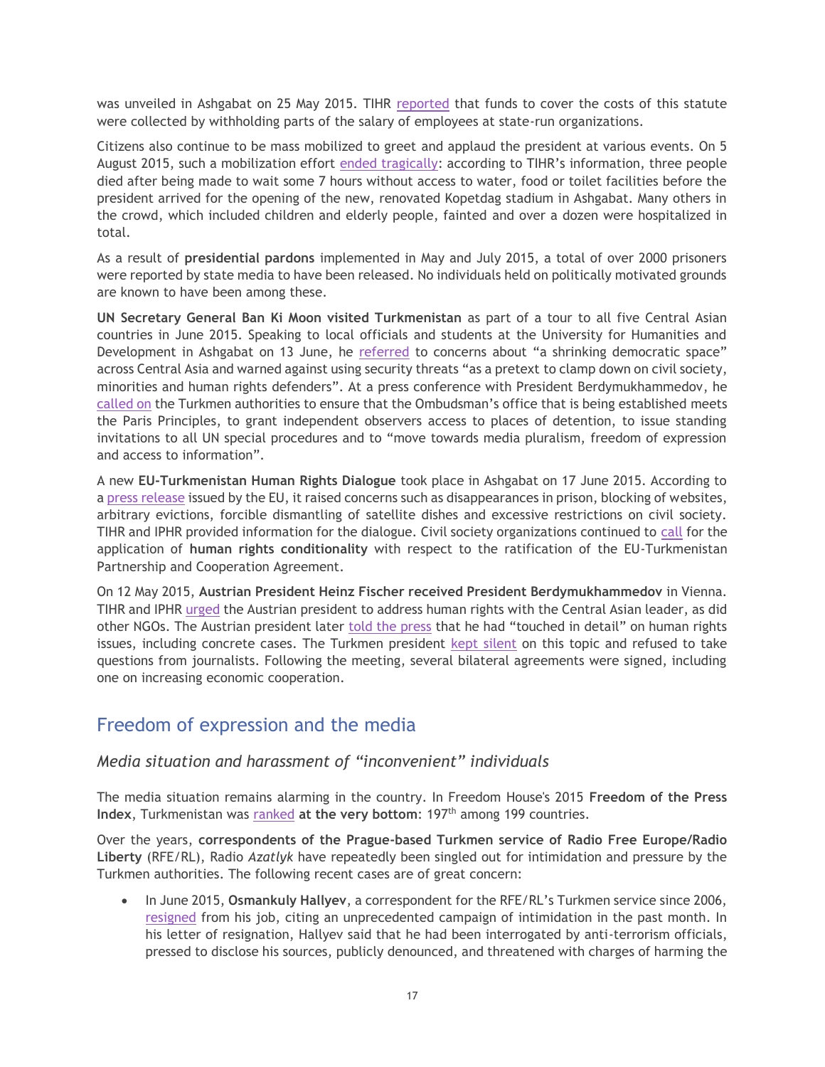was unveiled in Ashgabat on 25 May 2015. TIHR reported that funds to cover the costs of this statute were collected by withholding parts of the salary of employees at state-run organizations.

Citizens also continue to be mass mobilized to greet and applaud the president at various events. On 5 August 2015, such a mobilization effort ended tragically: according to TIHR's information, three people died after being made to wait some 7 hours without access to water, food or toilet facilities before the president arrived for the opening of the new, renovated Kopetdag stadium in Ashgabat. Many others in the crowd, which included children and elderly people, fainted and over a dozen were hospitalized in total.

As a result of **presidential pardons** implemented in May and July 2015, a total of over 2000 prisoners were reported by state media to have been released. No individuals held on politically motivated grounds are known to have been among these.

**UN Secretary General Ban Ki Moon visited Turkmenistan** as part of a tour to all five Central Asian countries in June 2015. Speaking to local officials and students at the University for Humanities and Development in Ashgabat on 13 June, he referred to concerns about "a shrinking democratic space" across Central Asia and warned against using security threats "as a pretext to clamp down on civil society, minorities and human rights defenders". At a press conference with President Berdymukhammedov, he called on the Turkmen authorities to ensure that the Ombudsman's office that is being established meets the Paris Principles, to grant independent observers access to places of detention, to issue standing invitations to all UN special procedures and to "move towards media pluralism, freedom of expression and access to information".

A new **EU-Turkmenistan Human Rights Dialogue** took place in Ashgabat on 17 June 2015. According to a press release issued by the EU, it raised concerns such as disappearances in prison, blocking of websites, arbitrary evictions, forcible dismantling of satellite dishes and excessive restrictions on civil society. TIHR and IPHR provided information for the dialogue. Civil society organizations continued to call for the application of **human rights conditionality** with respect to the ratification of the EU-Turkmenistan Partnership and Cooperation Agreement.

On 12 May 2015, **Austrian President Heinz Fischer received President Berdymukhammedov** in Vienna. TIHR and IPHR urged the Austrian president to address human rights with the Central Asian leader, as did other NGOs. The Austrian president later told the press that he had "touched in detail" on human rights issues, including concrete cases. The Turkmen president kept silent on this topic and refused to take questions from journalists. Following the meeting, several bilateral agreements were signed, including one on increasing economic cooperation.

## Freedom of expression and the media

### *Media situation and harassment of "inconvenient" individuals*

The media situation remains alarming in the country. In Freedom House's 2015 **Freedom of the Press Index**, Turkmenistan was ranked **at the very bottom**: 197th among 199 countries.

Over the years, **correspondents of the Prague-based Turkmen service of Radio Free Europe/Radio Liberty** (RFE/RL), Radio *Azatlyk* have repeatedly been singled out for intimidation and pressure by the Turkmen authorities. The following recent cases are of great concern:

- In June 2015, **Osmankuly Hallyev**, a correspondent for the RFE/RL's Turkmen service since 2006, resigned from his job, citing an unprecedented campaign of intimidation in the past month. In his letter of resignation, Hallyev said that he had been interrogated by anti-terrorism officials, pressed to disclose his sources, publicly denounced, and threatened with charges of harming the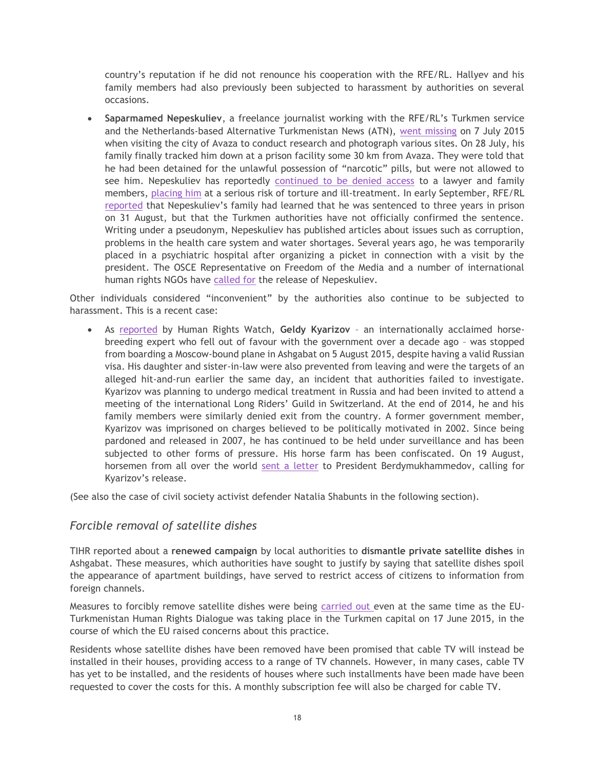country's reputation if he did not renounce his cooperation with the RFE/RL. Hallyev and his family members had also previously been subjected to harassment by authorities on several occasions.

- **Saparmamed Nepeskuliev**, a freelance journalist working with the RFE/RL's Turkmen service and the Netherlands-based Alternative Turkmenistan News (ATN), went missing on 7 July 2015 when visiting the city of Avaza to conduct research and photograph various sites. On 28 July, his family finally tracked him down at a prison facility some 30 km from Avaza. They were told that he had been detained for the unlawful possession of "narcotic" pills, but were not allowed to see him. Nepeskuliev has reportedly continued to be denied access to a lawyer and family members, placing him at a serious risk of torture and ill-treatment. In early September, RFE/RL reported that Nepeskuliev's family had learned that he was sentenced to three years in prison on 31 August, but that the Turkmen authorities have not officially confirmed the sentence. Writing under a pseudonym, Nepeskuliev has published articles about issues such as corruption, problems in the health care system and water shortages. Several years ago, he was temporarily placed in a psychiatric hospital after organizing a picket in connection with a visit by the president. The OSCE Representative on Freedom of the Media and a number of international human rights NGOs have called for the release of Nepeskuliev.

Other individuals considered "inconvenient" by the authorities also continue to be subjected to harassment. This is a recent case:

- As reported by Human Rights Watch, **Geldy Kyarizov** – an internationally acclaimed horse-breeding expert who fell out of favour with the government over a decade ago – was stopped from boarding a Moscow-bound plane in Ashgabat on 5 August 2015, despite having a valid Russian visa. His daughter and sister-in-law were also prevented from leaving and were the targets of an alleged hit-and-run earlier the same day, an incident that authorities failed to investigate. Kyarizov was planning to undergo medical treatment in Russia and had been invited to attend a meeting of the international Long Riders' Guild in Switzerland. At the end of 2014, he and his family members were similarly denied exit from the country. A former government member, Kyarizov was imprisoned on charges believed to be politically motivated in 2002. Since being pardoned and released in 2007, he has continued to be held under surveillance and has been subjected to other forms of pressure. His horse farm has been confiscated. On 19 August, horsemen from all over the world sent a letter to President Berdymukhammedov, calling for Kyarizov's release.

(See also the case of civil society activist defender Natalia Shabunts in the following section).

### *Forcible removal of satellite dishes*

TIHR reported about a **renewed campaign** by local authorities to **dismantle private satellite dishes** in Ashgabat. These measures, which authorities have sought to justify by saying that satellite dishes spoil the appearance of apartment buildings, have served to restrict access of citizens to information from foreign channels.

Measures to forcibly remove satellite dishes were being carried out even at the same time as the EU-Turkmenistan Human Rights Dialogue was taking place in the Turkmen capital on 17 June 2015, in the course of which the EU raised concerns about this practice.

Residents whose satellite dishes have been removed have been promised that cable TV will instead be installed in their houses, providing access to a range of TV channels. However, in many cases, cable TV has yet to be installed, and the residents of houses where such installments have been made have been requested to cover the costs for this. A monthly subscription fee will also be charged for cable TV.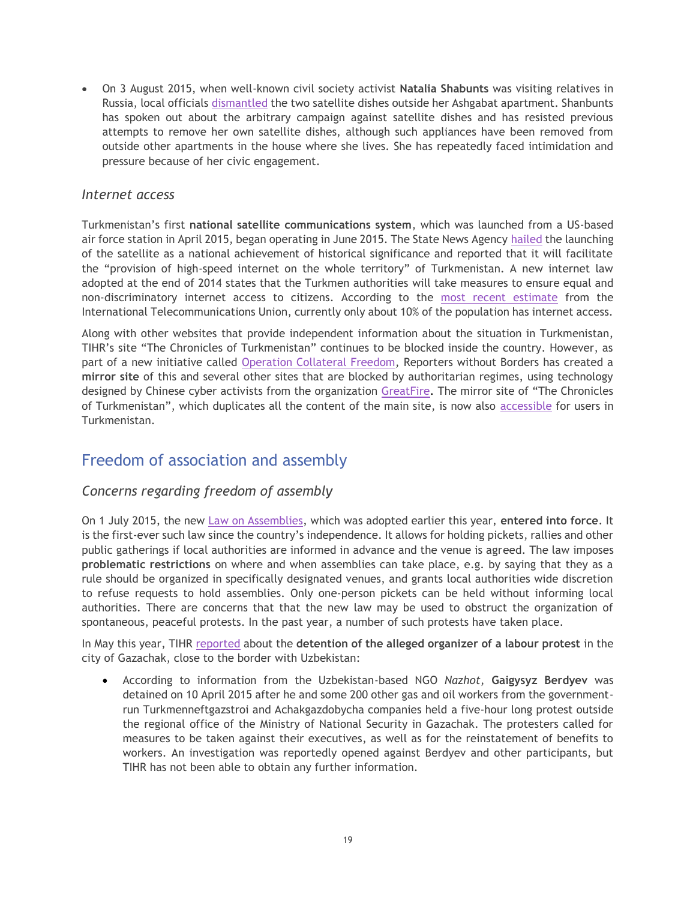- On 3 August 2015, when well-known civil society activist **Natalia Shabunts** was visiting relatives in Russia, local officials dismantled the two satellite dishes outside her Ashgabat apartment. Shanbunts has spoken out about the arbitrary campaign against satellite dishes and has resisted previous attempts to remove her own satellite dishes, although such appliances have been removed from outside other apartments in the house where she lives. She has repeatedly faced intimidation and pressure because of her civic engagement.

### *Internet access*

Turkmenistan's first **national satellite communications system**, which was launched from a US-based air force station in April 2015, began operating in June 2015. The State News Agency hailed the launching of the satellite as a national achievement of historical significance and reported that it will facilitate the "provision of high-speed internet on the whole territory" of Turkmenistan. A new internet law adopted at the end of 2014 states that the Turkmen authorities will take measures to ensure equal and non-discriminatory internet access to citizens. According to the most recent estimate from the International Telecommunications Union, currently only about 10% of the population has internet access.

Along with other websites that provide independent information about the situation in Turkmenistan, TIHR's site "The Chronicles of Turkmenistan" continues to be blocked inside the country. However, as part of a new initiative called Operation Collateral Freedom, Reporters without Borders has created a **mirror site** of this and several other sites that are blocked by authoritarian regimes, using technology designed by Chinese cyber activists from the organization GreatFire. The mirror site of "The Chronicles of Turkmenistan", which duplicates all the content of the main site, is now also accessible for users in Turkmenistan.

## Freedom of association and assembly

### *Concerns regarding freedom of assembly*

On 1 July 2015, the new Law on Assemblies, which was adopted earlier this year, **entered into force**. It is the first-ever such law since the country's independence. It allows for holding pickets, rallies and other public gatherings if local authorities are informed in advance and the venue is agreed. The law imposes **problematic restrictions** on where and when assemblies can take place, e.g. by saying that they as a rule should be organized in specifically designated venues, and grants local authorities wide discretion to refuse requests to hold assemblies. Only one-person pickets can be held without informing local authorities. There are concerns that that the new law may be used to obstruct the organization of spontaneous, peaceful protests. In the past year, a number of such protests have taken place.

In May this year, TIHR reported about the **detention of the alleged organizer of a labour protest** in the city of Gazachak, close to the border with Uzbekistan:

- According to information from the Uzbekistan-based NGO *Nazhot*, **Gaigysyz Berdyev** was detained on 10 April 2015 after he and some 200 other gas and oil workers from the government-run Turkmenneftgazstroi and Achakgazdobycha companies held a five-hour long protest outside the regional office of the Ministry of National Security in Gazachak. The protesters called for measures to be taken against their executives, as well as for the reinstatement of benefits to workers. An investigation was reportedly opened against Berdyev and other participants, but TIHR has not been able to obtain any further information.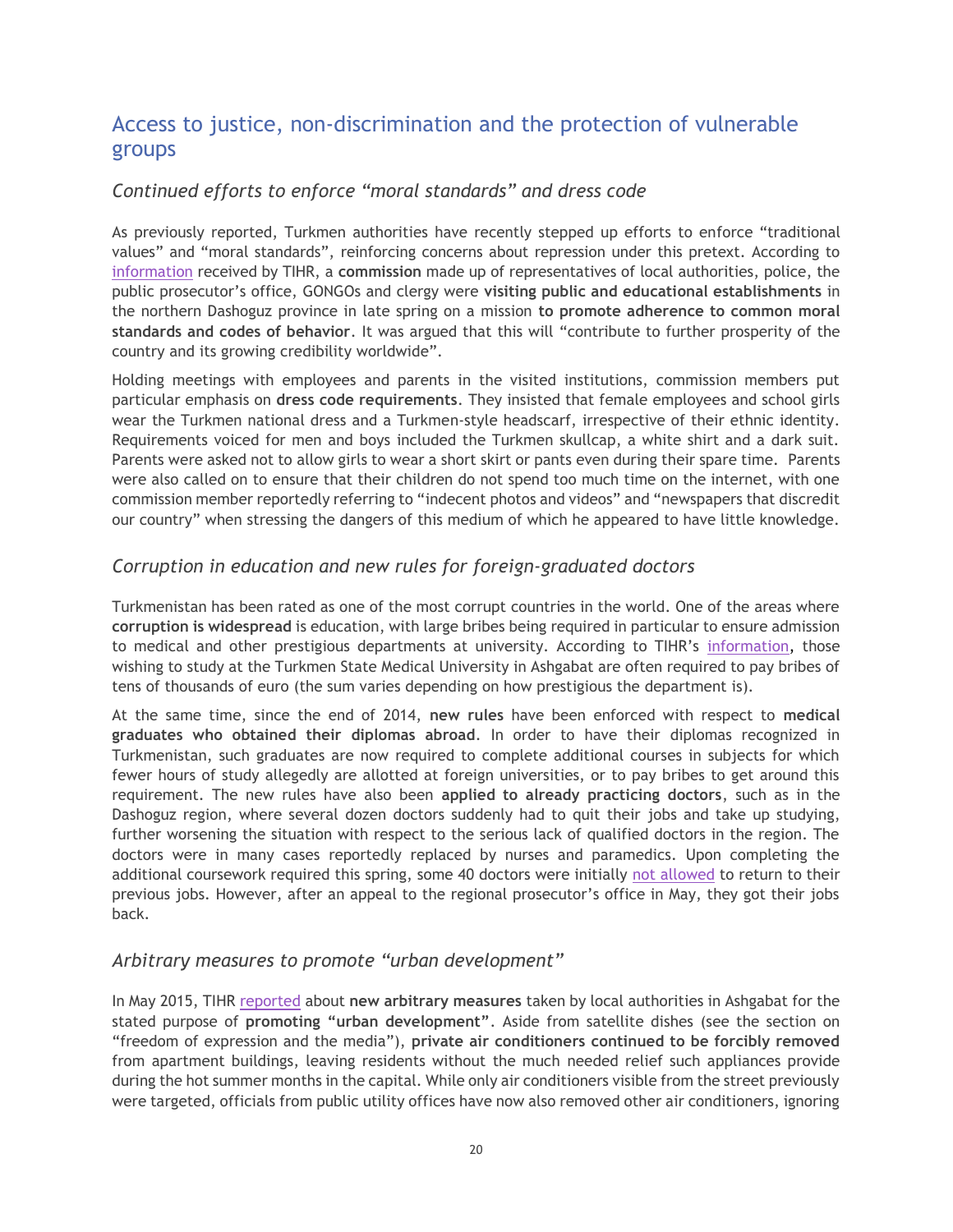## Access to justice, non-discrimination and the protection of vulnerable groups

### *Continued efforts to enforce "moral standards" and dress code*

As previously reported, Turkmen authorities have recently stepped up efforts to enforce "traditional values" and "moral standards", reinforcing concerns about repression under this pretext. According to information received by TIHR, a **commission** made up of representatives of local authorities, police, the public prosecutor's office, GONGOs and clergy were **visiting public and educational establishments** in the northern Dashoguz province in late spring on a mission **to promote adherence to common moral standards and codes of behavior**. It was argued that this will "contribute to further prosperity of the country and its growing credibility worldwide".

Holding meetings with employees and parents in the visited institutions, commission members put particular emphasis on **dress code requirements**. They insisted that female employees and school girls wear the Turkmen national dress and a Turkmen-style headscarf, irrespective of their ethnic identity. Requirements voiced for men and boys included the Turkmen skullcap, a white shirt and a dark suit. Parents were asked not to allow girls to wear a short skirt or pants even during their spare time. Parents were also called on to ensure that their children do not spend too much time on the internet, with one commission member reportedly referring to "indecent photos and videos" and "newspapers that discredit our country" when stressing the dangers of this medium of which he appeared to have little knowledge.

### *Corruption in education and new rules for foreign-graduated doctors*

Turkmenistan has been rated as one of the most corrupt countries in the world. One of the areas where **corruption is widespread** is education, with large bribes being required in particular to ensure admission to medical and other prestigious departments at university. According to TIHR's information, those wishing to study at the Turkmen State Medical University in Ashgabat are often required to pay bribes of tens of thousands of euro (the sum varies depending on how prestigious the department is).

At the same time, since the end of 2014, **new rules** have been enforced with respect to **medical graduates who obtained their diplomas abroad**. In order to have their diplomas recognized in Turkmenistan, such graduates are now required to complete additional courses in subjects for which fewer hours of study allegedly are allotted at foreign universities, or to pay bribes to get around this requirement. The new rules have also been **applied to already practicing doctors**, such as in the Dashoguz region, where several dozen doctors suddenly had to quit their jobs and take up studying, further worsening the situation with respect to the serious lack of qualified doctors in the region. The doctors were in many cases reportedly replaced by nurses and paramedics. Upon completing the additional coursework required this spring, some 40 doctors were initially not allowed to return to their previous jobs. However, after an appeal to the regional prosecutor's office in May, they got their jobs back.

### *Arbitrary measures to promote "urban development"*

In May 2015, TIHR reported about **new arbitrary measures** taken by local authorities in Ashgabat for the stated purpose of **promoting "urban development"**. Aside from satellite dishes (see the section on "freedom of expression and the media"), **private air conditioners continued to be forcibly removed** from apartment buildings, leaving residents without the much needed relief such appliances provide during the hot summer months in the capital. While only air conditioners visible from the street previously were targeted, officials from public utility offices have now also removed other air conditioners, ignoring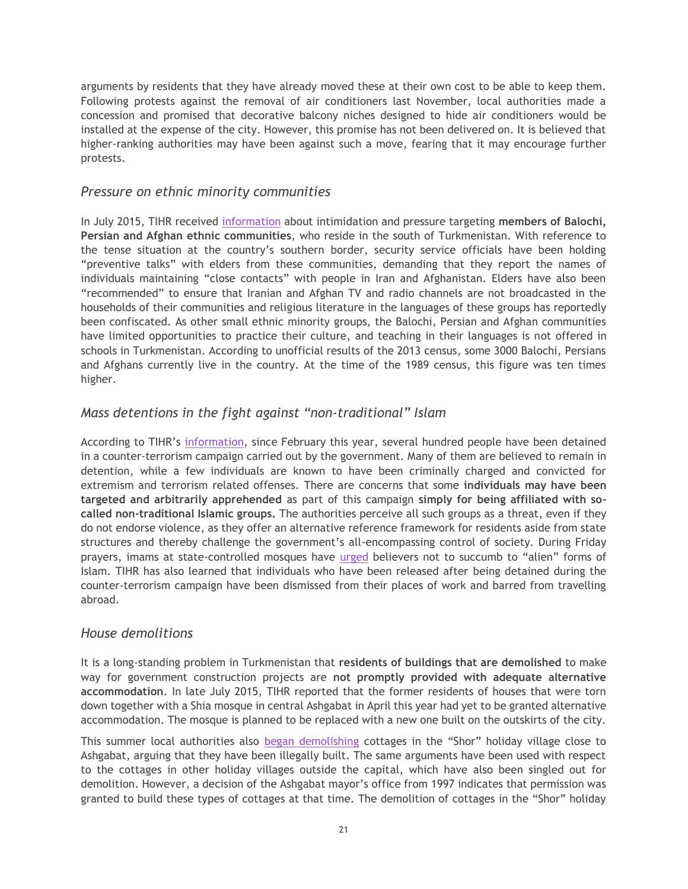arguments by residents that they have already moved these at their own cost to be able to keep them. Following protests against the removal of air conditioners last November, local authorities made a concession and promised that decorative balcony niches designed to hide air conditioners would be installed at the expense of the city. However, this promise has not been delivered on. It is believed that higher-ranking authorities may have been against such a move, fearing that it may encourage further protests.

### *Pressure on ethnic minority communities*

In July 2015, TIHR received information about intimidation and pressure targeting **members of Balochi, Persian and Afghan ethnic communities**, who reside in the south of Turkmenistan. With reference to the tense situation at the country's southern border, security service officials have been holding "preventive talks" with elders from these communities, demanding that they report the names of individuals maintaining "close contacts" with people in Iran and Afghanistan. Elders have also been "recommended" to ensure that Iranian and Afghan TV and radio channels are not broadcasted in the households of their communities and religious literature in the languages of these groups has reportedly been confiscated. As other small ethnic minority groups, the Balochi, Persian and Afghan communities have limited opportunities to practice their culture, and teaching in their languages is not offered in schools in Turkmenistan. According to unofficial results of the 2013 census, some 3000 Balochi, Persians and Afghans currently live in the country. At the time of the 1989 census, this figure was ten times higher.

### *Mass detentions in the fight against "non-traditional" Islam*

According to TIHR's information, since February this year, several hundred people have been detained in a counter-terrorism campaign carried out by the government. Many of them are believed to remain in detention, while a few individuals are known to have been criminally charged and convicted for extremism and terrorism related offenses. There are concerns that some **individuals may have been targeted and arbitrarily apprehended** as part of this campaign **simply for being affiliated with so-called non-traditional Islamic groups.** The authorities perceive all such groups as a threat, even if they do not endorse violence, as they offer an alternative reference framework for residents aside from state structures and thereby challenge the government's all-encompassing control of society. During Friday prayers, imams at state-controlled mosques have urged believers not to succumb to "alien" forms of Islam. TIHR has also learned that individuals who have been released after being detained during the counter-terrorism campaign have been dismissed from their places of work and barred from travelling abroad.

### *House demolitions*

It is a long-standing problem in Turkmenistan that **residents of buildings that are demolished** to make way for government construction projects are **not promptly provided with adequate alternative accommodation**. In late July 2015, TIHR reported that the former residents of houses that were torn down together with a Shia mosque in central Ashgabat in April this year had yet to be granted alternative accommodation. The mosque is planned to be replaced with a new one built on the outskirts of the city.

This summer local authorities also began demolishing cottages in the "Shor" holiday village close to Ashgabat, arguing that they have been illegally built. The same arguments have been used with respect to the cottages in other holiday villages outside the capital, which have also been singled out for demolition. However, a decision of the Ashgabat mayor's office from 1997 indicates that permission was granted to build these types of cottages at that time. The demolition of cottages in the "Shor" holiday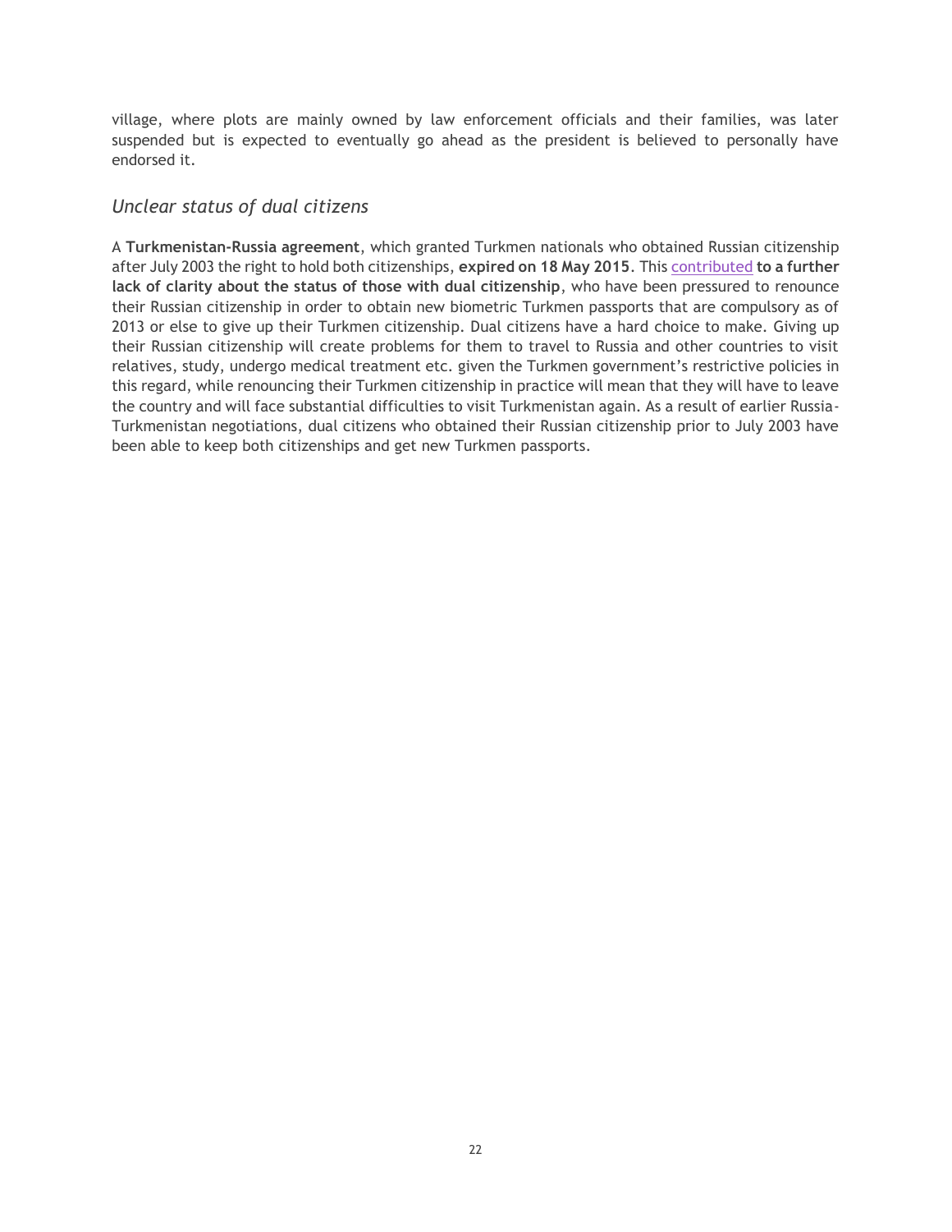village, where plots are mainly owned by law enforcement officials and their families, was later suspended but is expected to eventually go ahead as the president is believed to personally have endorsed it.

### *Unclear status of dual citizens*

A **Turkmenistan-Russia agreement**, which granted Turkmen nationals who obtained Russian citizenship after July 2003 the right to hold both citizenships, **expired on 18 May 2015**. This contributed **to a further lack of clarity about the status of those with dual citizenship**, who have been pressured to renounce their Russian citizenship in order to obtain new biometric Turkmen passports that are compulsory as of 2013 or else to give up their Turkmen citizenship. Dual citizens have a hard choice to make. Giving up their Russian citizenship will create problems for them to travel to Russia and other countries to visit relatives, study, undergo medical treatment etc. given the Turkmen government's restrictive policies in this regard, while renouncing their Turkmen citizenship in practice will mean that they will have to leave the country and will face substantial difficulties to visit Turkmenistan again. As a result of earlier Russia-Turkmenistan negotiations, dual citizens who obtained their Russian citizenship prior to July 2003 have been able to keep both citizenships and get new Turkmen passports.